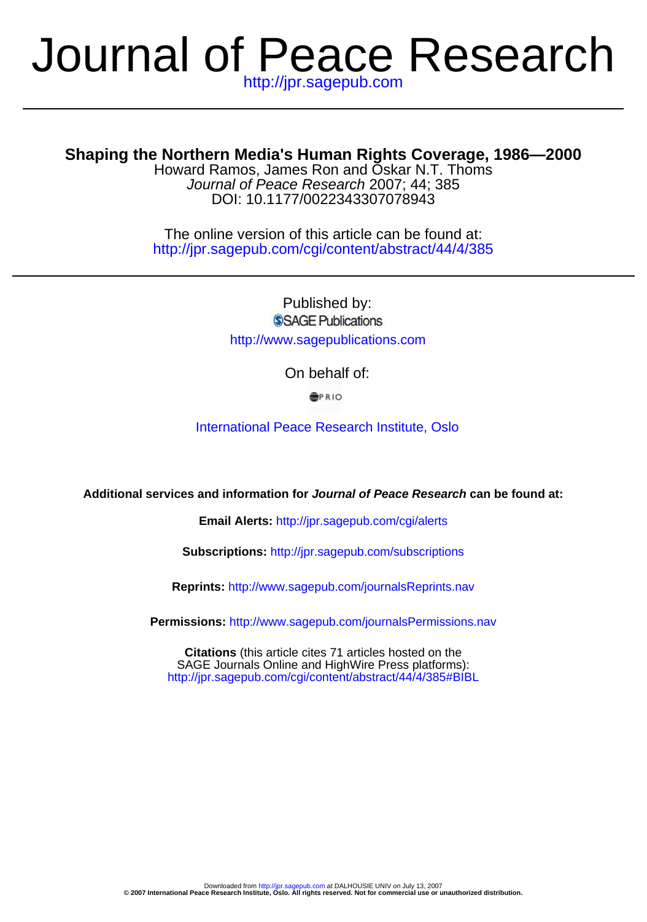# Journal of Peace Research

http://jpr.sagepub.com

## Shaping the Northern Media's Human Rights Coverage, 1986—2000

Howard Ramos, James Ron and Oskar N.T. Thoms
*Journal of Peace Research* 2007; 44; 385
DOI: 10.1177/0022343307078943

The online version of this article can be found at:
http://jpr.sagepub.com/cgi/content/abstract/44/4/385

Published by:
SAGE Publications
http://www.sagepublications.com

On behalf of:
PRIO

International Peace Research Institute, Oslo

**Additional services and information for *Journal of Peace Research* can be found at:**

**Email Alerts:** http://jpr.sagepub.com/cgi/alerts

**Subscriptions:** http://jpr.sagepub.com/subscriptions

**Reprints:** http://www.sagepub.com/journalsReprints.nav

**Permissions:** http://www.sagepub.com/journalsPermissions.nav

**Citations** (this article cites 71 articles hosted on the SAGE Journals Online and HighWire Press platforms):
http://jpr.sagepub.com/cgi/content/abstract/44/4/385#BIBL

Downloaded from http://jpr.sagepub.com at DALHOUSIE UNIV on July 13, 2007
**© 2007 International Peace Research Institute, Oslo. All rights reserved. Not for commercial use or unauthorized distribution.**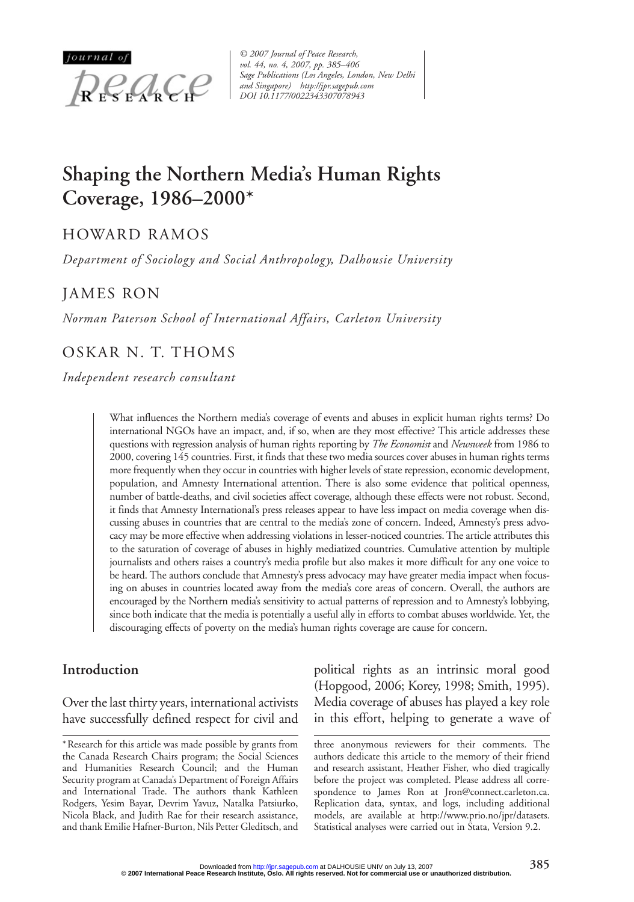# Shaping the Northern Media's Human Rights Coverage, 1986–2000*

HOWARD RAMOS

*Department of Sociology and Social Anthropology, Dalhousie University*

JAMES RON

*Norman Paterson School of International Affairs, Carleton University*

OSKAR N. T. THOMS

*Independent research consultant*

What influences the Northern media's coverage of events and abuses in explicit human rights terms? Do international NGOs have an impact, and, if so, when are they most effective? This article addresses these questions with regression analysis of human rights reporting by *The Economist* and *Newsweek* from 1986 to 2000, covering 145 countries. First, it finds that these two media sources cover abuses in human rights terms more frequently when they occur in countries with higher levels of state repression, economic development, population, and Amnesty International attention. There is also some evidence that political openness, number of battle-deaths, and civil societies affect coverage, although these effects were not robust. Second, it finds that Amnesty International's press releases appear to have less impact on media coverage when discussing abuses in countries that are central to the media's zone of concern. Indeed, Amnesty's press advocacy may be more effective when addressing violations in lesser-noticed countries. The article attributes this to the saturation of coverage of abuses in highly mediatized countries. Cumulative attention by multiple journalists and others raises a country's media profile but also makes it more difficult for any one voice to be heard. The authors conclude that Amnesty's press advocacy may have greater media impact when focusing on abuses in countries located away from the media's core areas of concern. Overall, the authors are encouraged by the Northern media's sensitivity to actual patterns of repression and to Amnesty's lobbying, since both indicate that the media is potentially a useful ally in efforts to combat abuses worldwide. Yet, the discouraging effects of poverty on the media's human rights coverage are cause for concern.

## Introduction

Over the last thirty years, international activists have successfully defined respect for civil and political rights as an intrinsic moral good (Hopgood, 2006; Korey, 1998; Smith, 1995). Media coverage of abuses has played a key role in this effort, helping to generate a wave of

\* Research for this article was made possible by grants from the Canada Research Chairs program; the Social Sciences and Humanities Research Council; and the Human Security program at Canada's Department of Foreign Affairs and International Trade. The authors thank Kathleen Rodgers, Yesim Bayar, Devrim Yavuz, Natalka Patsiurko, Nicola Black, and Judith Rae for their research assistance, and thank Emilie Hafner-Burton, Nils Petter Gleditsch, and three anonymous reviewers for their comments. The authors dedicate this article to the memory of their friend and research assistant, Heather Fisher, who died tragically before the project was completed. Please address all correspondence to James Ron at Jron@connect.carleton.ca. Replication data, syntax, and logs, including additional models, are available at http://www.prio.no/jpr/datasets. Statistical analyses were carried out in Stata, Version 9.2.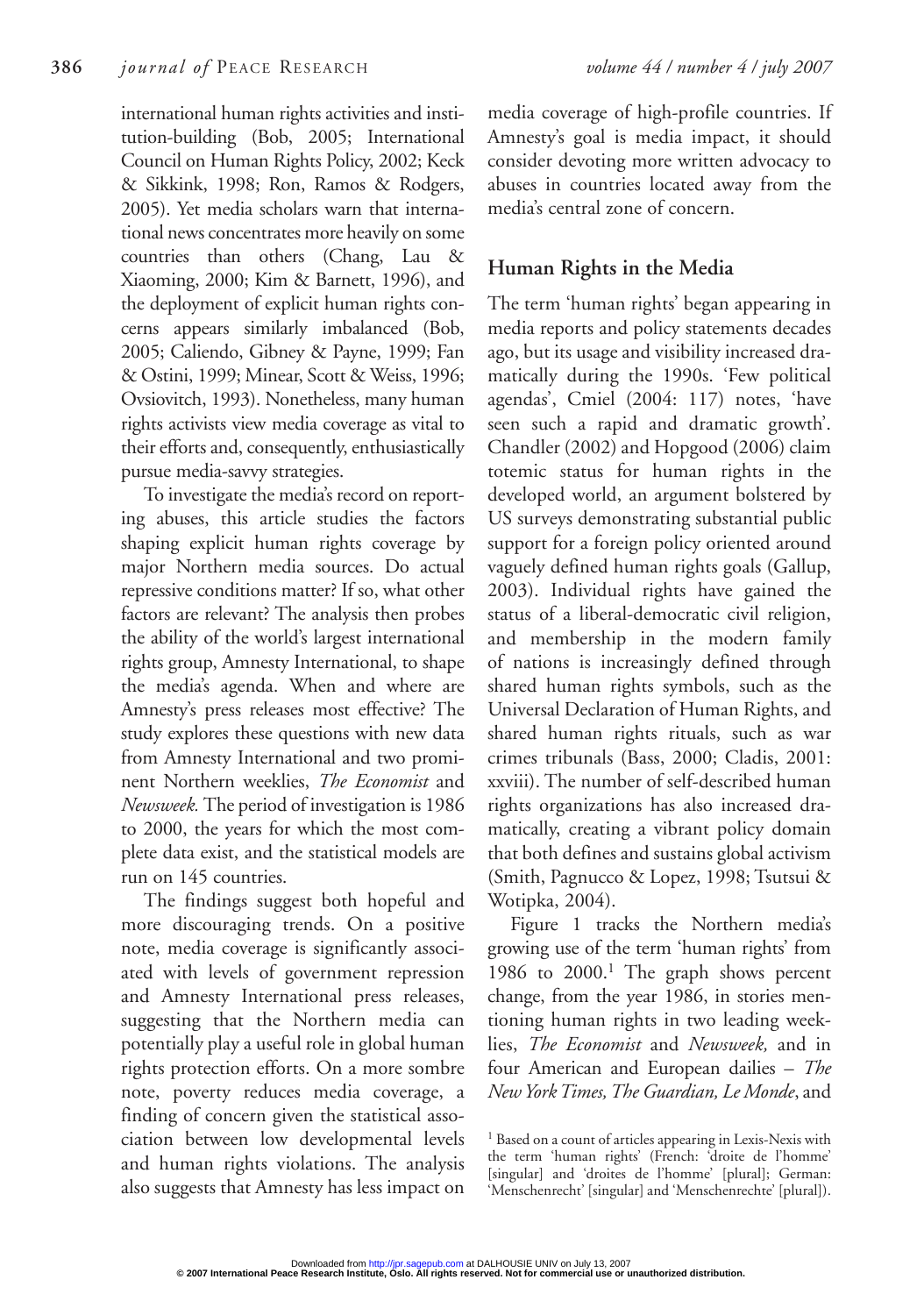international human rights activities and institution-building (Bob, 2005; International Council on Human Rights Policy, 2002; Keck & Sikkink, 1998; Ron, Ramos & Rodgers, 2005). Yet media scholars warn that international news concentrates more heavily on some countries than others (Chang, Lau & Xiaoming, 2000; Kim & Barnett, 1996), and the deployment of explicit human rights concerns appears similarly imbalanced (Bob, 2005; Caliendo, Gibney & Payne, 1999; Fan & Ostini, 1999; Minear, Scott & Weiss, 1996; Ovsiovitch, 1993). Nonetheless, many human rights activists view media coverage as vital to their efforts and, consequently, enthusiastically pursue media-savvy strategies.

To investigate the media's record on reporting abuses, this article studies the factors shaping explicit human rights coverage by major Northern media sources. Do actual repressive conditions matter? If so, what other factors are relevant? The analysis then probes the ability of the world's largest international rights group, Amnesty International, to shape the media's agenda. When and where are Amnesty's press releases most effective? The study explores these questions with new data from Amnesty International and two prominent Northern weeklies, *The Economist* and *Newsweek.* The period of investigation is 1986 to 2000, the years for which the most complete data exist, and the statistical models are run on 145 countries.

The findings suggest both hopeful and more discouraging trends. On a positive note, media coverage is significantly associated with levels of government repression and Amnesty International press releases, suggesting that the Northern media can potentially play a useful role in global human rights protection efforts. On a more sombre note, poverty reduces media coverage, a finding of concern given the statistical association between low developmental levels and human rights violations. The analysis also suggests that Amnesty has less impact on media coverage of high-profile countries. If Amnesty's goal is media impact, it should consider devoting more written advocacy to abuses in countries located away from the media's central zone of concern.

## Human Rights in the Media

The term 'human rights' began appearing in media reports and policy statements decades ago, but its usage and visibility increased dramatically during the 1990s. 'Few political agendas', Cmiel (2004: 117) notes, 'have seen such a rapid and dramatic growth'. Chandler (2002) and Hopgood (2006) claim totemic status for human rights in the developed world, an argument bolstered by US surveys demonstrating substantial public support for a foreign policy oriented around vaguely defined human rights goals (Gallup, 2003). Individual rights have gained the status of a liberal-democratic civil religion, and membership in the modern family of nations is increasingly defined through shared human rights symbols, such as the Universal Declaration of Human Rights, and shared human rights rituals, such as war crimes tribunals (Bass, 2000; Cladis, 2001: xxviii). The number of self-described human rights organizations has also increased dramatically, creating a vibrant policy domain that both defines and sustains global activism (Smith, Pagnucco & Lopez, 1998; Tsutsui & Wotipka, 2004).

Figure 1 tracks the Northern media's growing use of the term 'human rights' from 1986 to 2000.[1] The graph shows percent change, from the year 1986, in stories mentioning human rights in two leading weeklies, *The Economist* and *Newsweek,* and in four American and European dailies – *The New York Times, The Guardian, Le Monde*, and

[1] Based on a count of articles appearing in Lexis-Nexis with the term 'human rights' (French: 'droite de l'homme' [singular] and 'droites de l'homme' [plural]; German: 'Menschenrecht' [singular] and 'Menschenrechte' [plural]).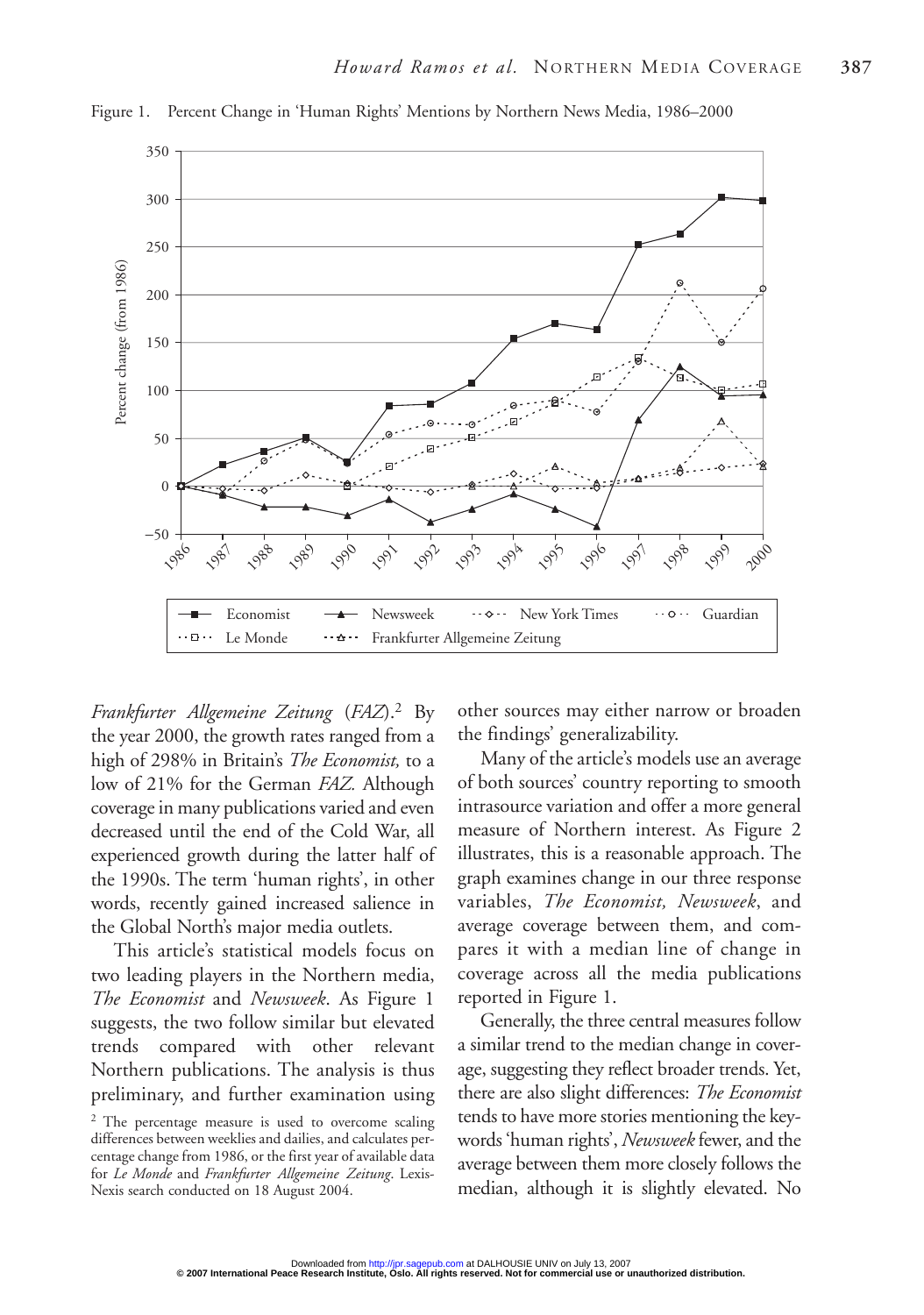Figure 1. Percent Change in 'Human Rights' Mentions by Northern News Media, 1986–2000

*Frankfurter Allgemeine Zeitung* (*FAZ*).[2] By the year 2000, the growth rates ranged from a high of 298% in Britain's *The Economist,* to a low of 21% for the German *FAZ*. Although coverage in many publications varied and even decreased until the end of the Cold War, all experienced growth during the latter half of the 1990s. The term 'human rights', in other words, recently gained increased salience in the Global North's major media outlets.

This article's statistical models focus on two leading players in the Northern media, *The Economist* and *Newsweek*. As Figure 1 suggests, the two follow similar but elevated trends compared with other relevant Northern publications. The analysis is thus preliminary, and further examination using other sources may either narrow or broaden the findings' generalizability.

Many of the article's models use an average of both sources' country reporting to smooth intrasource variation and offer a more general measure of Northern interest. As Figure 2 illustrates, this is a reasonable approach. The graph examines change in our three response variables, *The Economist, Newsweek*, and average coverage between them, and compares it with a median line of change in coverage across all the media publications reported in Figure 1.

Generally, the three central measures follow a similar trend to the median change in coverage, suggesting they reflect broader trends. Yet, there are also slight differences: *The Economist* tends to have more stories mentioning the keywords 'human rights', *Newsweek* fewer, and the average between them more closely follows the median, although it is slightly elevated. No

[2] The percentage measure is used to overcome scaling differences between weeklies and dailies, and calculates percentage change from 1986, or the first year of available data for *Le Monde* and *Frankfurter Allgemeine Zeitung*. Lexis-Nexis search conducted on 18 August 2004.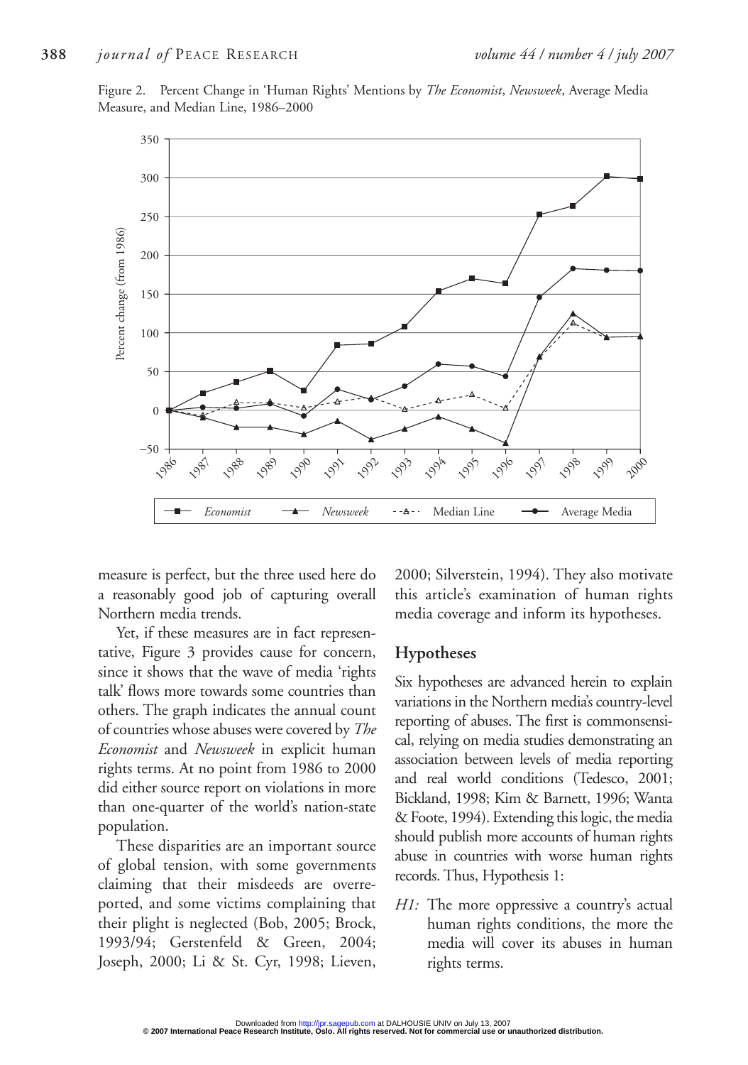Figure 2. Percent Change in 'Human Rights' Mentions by *The Economist*, *Newsweek*, Average Media Measure, and Median Line, 1986–2000

measure is perfect, but the three used here do a reasonably good job of capturing overall Northern media trends.

Yet, if these measures are in fact representative, Figure 3 provides cause for concern, since it shows that the wave of media 'rights talk' flows more towards some countries than others. The graph indicates the annual count of countries whose abuses were covered by *The Economist* and *Newsweek* in explicit human rights terms. At no point from 1986 to 2000 did either source report on violations in more than one-quarter of the world's nation-state population.

These disparities are an important source of global tension, with some governments claiming that their misdeeds are overreported, and some victims complaining that their plight is neglected (Bob, 2005; Brock, 1993/94; Gerstenfeld & Green, 2004; Joseph, 2000; Li & St. Cyr, 1998; Lieven, 2000; Silverstein, 1994). They also motivate this article's examination of human rights media coverage and inform its hypotheses.

## Hypotheses

Six hypotheses are advanced herein to explain variations in the Northern media's country-level reporting of abuses. The first is commonsensical, relying on media studies demonstrating an association between levels of media reporting and real world conditions (Tedesco, 2001; Bickland, 1998; Kim & Barnett, 1996; Wanta & Foote, 1994). Extending this logic, the media should publish more accounts of human rights abuse in countries with worse human rights records. Thus, Hypothesis 1:

*H1:* The more oppressive a country's actual human rights conditions, the more the media will cover its abuses in human rights terms.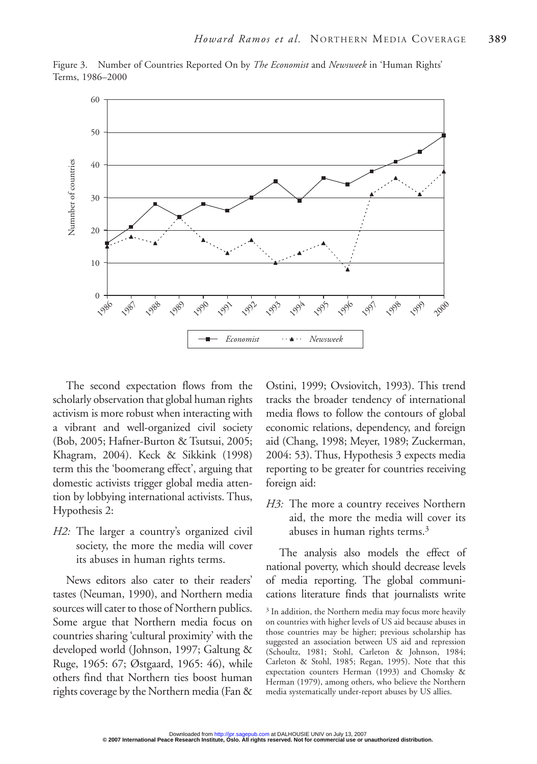Figure 3. Number of Countries Reported On by *The Economist* and *Newsweek* in 'Human Rights' Terms, 1986–2000

The second expectation flows from the scholarly observation that global human rights activism is more robust when interacting with a vibrant and well-organized civil society (Bob, 2005; Hafner-Burton & Tsutsui, 2005; Khagram, 2004). Keck & Sikkink (1998) term this the 'boomerang effect', arguing that domestic activists trigger global media attention by lobbying international activists. Thus, Hypothesis 2:

*H2:* The larger a country's organized civil society, the more the media will cover its abuses in human rights terms.

News editors also cater to their readers' tastes (Neuman, 1990), and Northern media sources will cater to those of Northern publics. Some argue that Northern media focus on countries sharing 'cultural proximity' with the developed world (Johnson, 1997; Galtung & Ruge, 1965: 67; Østgaard, 1965: 46), while others find that Northern ties boost human rights coverage by the Northern media (Fan & Ostini, 1999; Ovsiovitch, 1993). This trend tracks the broader tendency of international media flows to follow the contours of global economic relations, dependency, and foreign aid (Chang, 1998; Meyer, 1989; Zuckerman, 2004: 53). Thus, Hypothesis 3 expects media reporting to be greater for countries receiving foreign aid:

*H3:* The more a country receives Northern aid, the more the media will cover its abuses in human rights terms.[3]

The analysis also models the effect of national poverty, which should decrease levels of media reporting. The global communications literature finds that journalists write

[3] In addition, the Northern media may focus more heavily on countries with higher levels of US aid because abuses in those countries may be higher; previous scholarship has suggested an association between US aid and repression (Schoultz, 1981; Stohl, Carleton & Johnson, 1984; Carleton & Stohl, 1985; Regan, 1995). Note that this expectation counters Herman (1993) and Chomsky & Herman (1979), among others, who believe the Northern media systematically under-report abuses by US allies.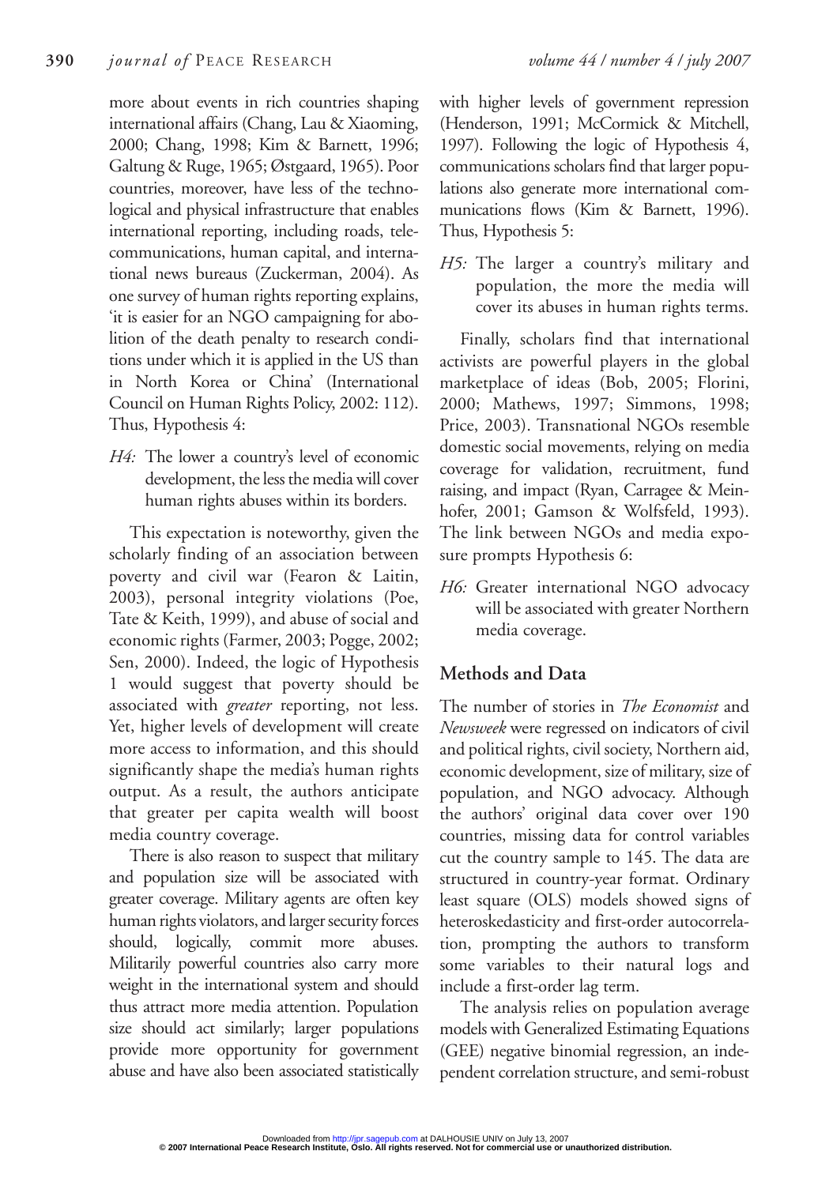more about events in rich countries shaping international affairs (Chang, Lau & Xiaoming, 2000; Chang, 1998; Kim & Barnett, 1996; Galtung & Ruge, 1965; Østgaard, 1965). Poor countries, moreover, have less of the technological and physical infrastructure that enables international reporting, including roads, telecommunications, human capital, and international news bureaus (Zuckerman, 2004). As one survey of human rights reporting explains, 'it is easier for an NGO campaigning for abolition of the death penalty to research conditions under which it is applied in the US than in North Korea or China' (International Council on Human Rights Policy, 2002: 112). Thus, Hypothesis 4:

*H4:* The lower a country's level of economic development, the less the media will cover human rights abuses within its borders.

This expectation is noteworthy, given the scholarly finding of an association between poverty and civil war (Fearon & Laitin, 2003), personal integrity violations (Poe, Tate & Keith, 1999), and abuse of social and economic rights (Farmer, 2003; Pogge, 2002; Sen, 2000). Indeed, the logic of Hypothesis 1 would suggest that poverty should be associated with *greater* reporting, not less. Yet, higher levels of development will create more access to information, and this should significantly shape the media's human rights output. As a result, the authors anticipate that greater per capita wealth will boost media country coverage.

There is also reason to suspect that military and population size will be associated with greater coverage. Military agents are often key human rights violators, and larger security forces should, logically, commit more abuses. Militarily powerful countries also carry more weight in the international system and should thus attract more media attention. Population size should act similarly; larger populations provide more opportunity for government abuse and have also been associated statistically with higher levels of government repression (Henderson, 1991; McCormick & Mitchell, 1997). Following the logic of Hypothesis 4, communications scholars find that larger populations also generate more international communications flows (Kim & Barnett, 1996). Thus, Hypothesis 5:

*H5:* The larger a country's military and population, the more the media will cover its abuses in human rights terms.

Finally, scholars find that international activists are powerful players in the global marketplace of ideas (Bob, 2005; Florini, 2000; Mathews, 1997; Simmons, 1998; Price, 2003). Transnational NGOs resemble domestic social movements, relying on media coverage for validation, recruitment, fund raising, and impact (Ryan, Carragee & Meinhofer, 2001; Gamson & Wolfsfeld, 1993). The link between NGOs and media exposure prompts Hypothesis 6:

*H6:* Greater international NGO advocacy will be associated with greater Northern media coverage.

## Methods and Data

The number of stories in *The Economist* and *Newsweek* were regressed on indicators of civil and political rights, civil society, Northern aid, economic development, size of military, size of population, and NGO advocacy. Although the authors' original data cover over 190 countries, missing data for control variables cut the country sample to 145. The data are structured in country-year format. Ordinary least square (OLS) models showed signs of heteroskedasticity and first-order autocorrelation, prompting the authors to transform some variables to their natural logs and include a first-order lag term.

The analysis relies on population average models with Generalized Estimating Equations (GEE) negative binomial regression, an independent correlation structure, and semi-robust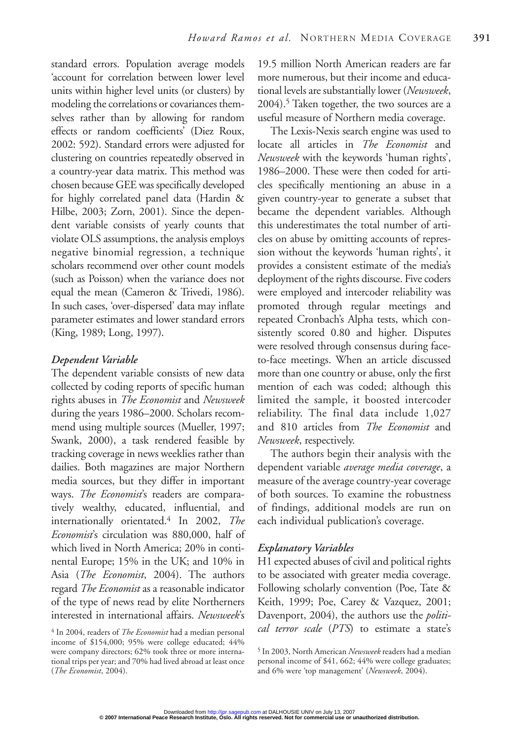standard errors. Population average models 'account for correlation between lower level units within higher level units (or clusters) by modeling the correlations or covariances themselves rather than by allowing for random effects or random coefficients' (Diez Roux, 2002: 592). Standard errors were adjusted for clustering on countries repeatedly observed in a country-year data matrix. This method was chosen because GEE was specifically developed for highly correlated panel data (Hardin & Hilbe, 2003; Zorn, 2001). Since the dependent variable consists of yearly counts that violate OLS assumptions, the analysis employs negative binomial regression, a technique scholars recommend over other count models (such as Poisson) when the variance does not equal the mean (Cameron & Trivedi, 1986). In such cases, 'over-dispersed' data may inflate parameter estimates and lower standard errors (King, 1989; Long, 1997).

### *Dependent Variable*

The dependent variable consists of new data collected by coding reports of specific human rights abuses in *The Economist* and *Newsweek* during the years 1986–2000. Scholars recommend using multiple sources (Mueller, 1997; Swank, 2000), a task rendered feasible by tracking coverage in news weeklies rather than dailies. Both magazines are major Northern media sources, but they differ in important ways. *The Economist*'s readers are comparatively wealthy, educated, influential, and internationally orientated.[4] In 2002, *The Economist*'s circulation was 880,000, half of which lived in North America; 20% in continental Europe; 15% in the UK; and 10% in Asia (*The Economist*, 2004). The authors regard *The Economist* as a reasonable indicator of the type of news read by elite Northerners interested in international affairs. *Newsweek*'s 19.5 million North American readers are far more numerous, but their income and educational levels are substantially lower (*Newsweek*, 2004).[5] Taken together, the two sources are a useful measure of Northern media coverage.

The Lexis-Nexis search engine was used to locate all articles in *The Economist* and *Newsweek* with the keywords 'human rights', 1986–2000. These were then coded for articles specifically mentioning an abuse in a given country-year to generate a subset that became the dependent variables. Although this underestimates the total number of articles on abuse by omitting accounts of repression without the keywords 'human rights', it provides a consistent estimate of the media's deployment of the rights discourse. Five coders were employed and intercoder reliability was promoted through regular meetings and repeated Cronbach's Alpha tests, which consistently scored 0.80 and higher. Disputes were resolved through consensus during face-to-face meetings. When an article discussed more than one country or abuse, only the first mention of each was coded; although this limited the sample, it boosted intercoder reliability. The final data include 1,027 and 810 articles from *The Economist* and *Newsweek*, respectively.

The authors begin their analysis with the dependent variable *average media coverage*, a measure of the average country-year coverage of both sources. To examine the robustness of findings, additional models are run on each individual publication's coverage.

### *Explanatory Variables*

H1 expected abuses of civil and political rights to be associated with greater media coverage. Following scholarly convention (Poe, Tate & Keith, 1999; Poe, Carey & Vazquez, 2001; Davenport, 2004), the authors use the *political terror scale* (*PTS*) to estimate a state's

[4] In 2004, readers of *The Economist* had a median personal income of $154,000; 95% were college educated; 44% were company directors; 62% took three or more international trips per year; and 70% had lived abroad at least once (*The Economist*, 2004).

[5] In 2003, North American *Newsweek* readers had a median personal income of $41, 662; 44% were college graduates; and 6% were 'top management' (*Newsweek*, 2004).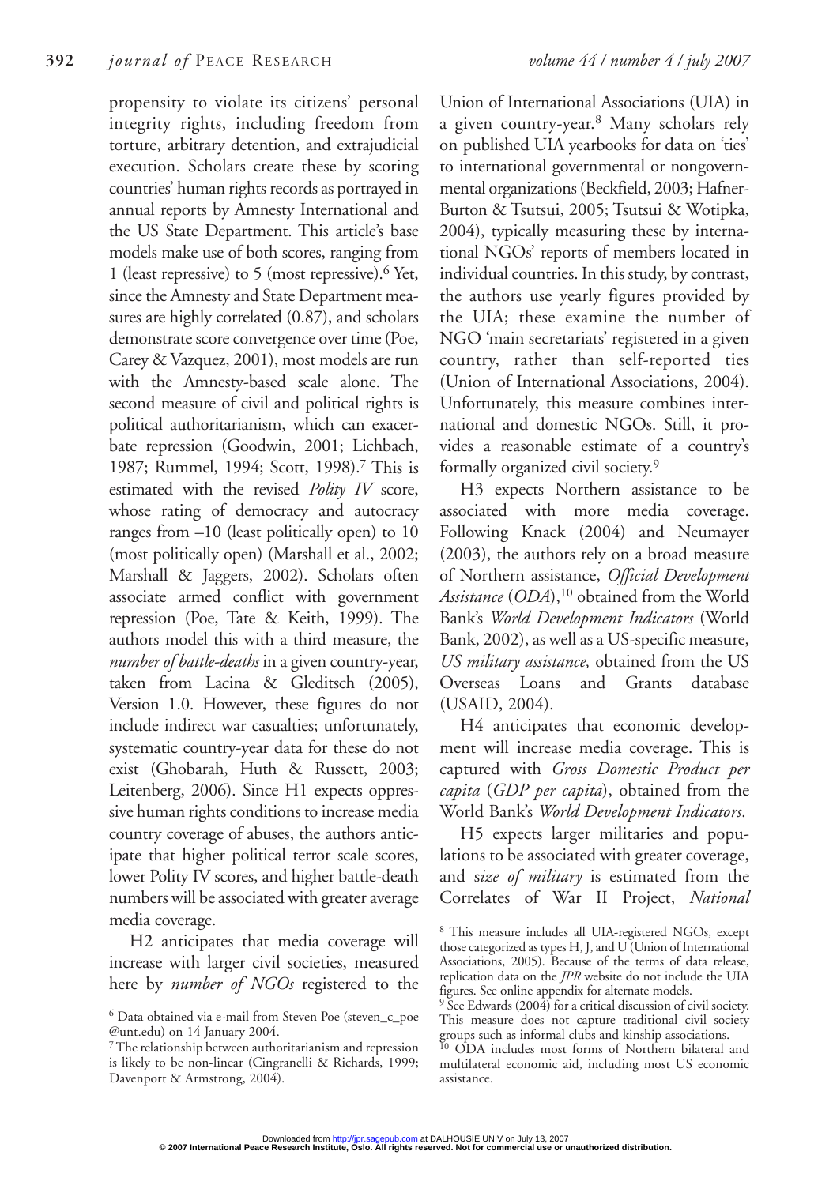propensity to violate its citizens' personal integrity rights, including freedom from torture, arbitrary detention, and extrajudicial execution. Scholars create these by scoring countries' human rights records as portrayed in annual reports by Amnesty International and the US State Department. This article's base models make use of both scores, ranging from 1 (least repressive) to 5 (most repressive).[6] Yet, since the Amnesty and State Department measures are highly correlated (0.87), and scholars demonstrate score convergence over time (Poe, Carey & Vazquez, 2001), most models are run with the Amnesty-based scale alone. The second measure of civil and political rights is political authoritarianism, which can exacerbate repression (Goodwin, 2001; Lichbach, 1987; Rummel, 1994; Scott, 1998).[7] This is estimated with the revised *Polity IV* score, whose rating of democracy and autocracy ranges from –10 (least politically open) to 10 (most politically open) (Marshall et al., 2002; Marshall & Jaggers, 2002). Scholars often associate armed conflict with government repression (Poe, Tate & Keith, 1999). The authors model this with a third measure, the *number of battle-deaths* in a given country-year, taken from Lacina & Gleditsch (2005), Version 1.0. However, these figures do not include indirect war casualties; unfortunately, systematic country-year data for these do not exist (Ghobarah, Huth & Russett, 2003; Leitenberg, 2006). Since H1 expects oppressive human rights conditions to increase media country coverage of abuses, the authors anticipate that higher political terror scale scores, lower Polity IV scores, and higher battle-death numbers will be associated with greater average media coverage.

H2 anticipates that media coverage will increase with larger civil societies, measured here by *number of NGOs* registered to the Union of International Associations (UIA) in a given country-year.[8] Many scholars rely on published UIA yearbooks for data on 'ties' to international governmental or nongovernmental organizations (Beckfield, 2003; Hafner-Burton & Tsutsui, 2005; Tsutsui & Wotipka, 2004), typically measuring these by international NGOs' reports of members located in individual countries. In this study, by contrast, the authors use yearly figures provided by the UIA; these examine the number of NGO 'main secretariats' registered in a given country, rather than self-reported ties (Union of International Associations, 2004). Unfortunately, this measure combines international and domestic NGOs. Still, it provides a reasonable estimate of a country's formally organized civil society.[9]

H3 expects Northern assistance to be associated with more media coverage. Following Knack (2004) and Neumayer (2003), the authors rely on a broad measure of Northern assistance, *Official Development Assistance* (*ODA*),[10] obtained from the World Bank's *World Development Indicators* (World Bank, 2002), as well as a US-specific measure, *US military assistance,* obtained from the US Overseas Loans and Grants database (USAID, 2004).

H4 anticipates that economic development will increase media coverage. This is captured with *Gross Domestic Product per capita* (*GDP per capita*), obtained from the World Bank's *World Development Indicators*.

H5 expects larger militaries and populations to be associated with greater coverage, and *size of military* is estimated from the Correlates of War II Project, *National*

---

[6] Data obtained via e-mail from Steven Poe (steven_c_poe@unt.edu) on 14 January 2004.

[7] The relationship between authoritarianism and repression is likely to be non-linear (Cingranelli & Richards, 1999; Davenport & Armstrong, 2004).

[8] This measure includes all UIA-registered NGOs, except those categorized as types H, J, and U (Union of International Associations, 2005). Because of the terms of data release, replication data on the *JPR* website do not include the UIA figures. See online appendix for alternate models.

[9] See Edwards (2004) for a critical discussion of civil society. This measure does not capture traditional civil society groups such as informal clubs and kinship associations.

[10] ODA includes most forms of Northern bilateral and multilateral economic aid, including most US economic assistance.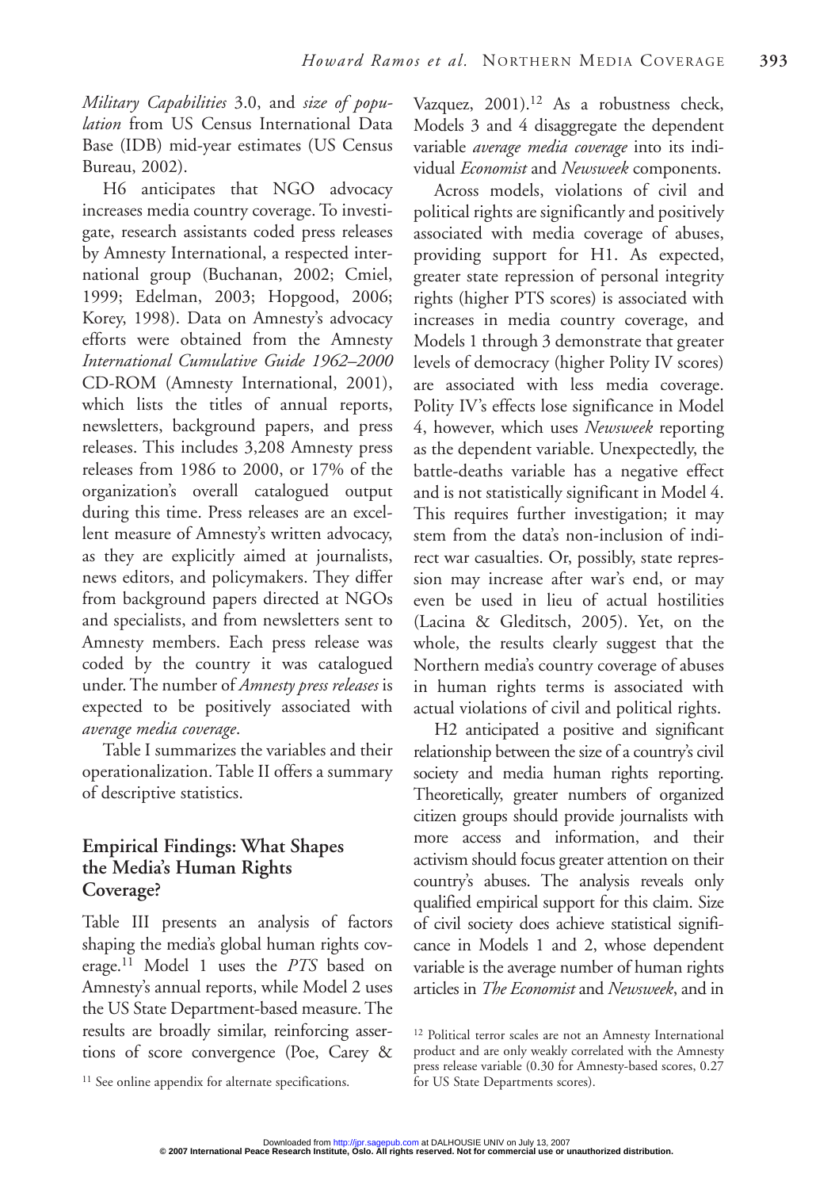*Military Capabilities* 3.0, and *size of population* from US Census International Data Base (IDB) mid-year estimates (US Census Bureau, 2002).

H6 anticipates that NGO advocacy increases media country coverage. To investigate, research assistants coded press releases by Amnesty International, a respected international group (Buchanan, 2002; Cmiel, 1999; Edelman, 2003; Hopgood, 2006; Korey, 1998). Data on Amnesty's advocacy efforts were obtained from the Amnesty *International Cumulative Guide 1962–2000* CD-ROM (Amnesty International, 2001), which lists the titles of annual reports, newsletters, background papers, and press releases. This includes 3,208 Amnesty press releases from 1986 to 2000, or 17% of the organization's overall catalogued output during this time. Press releases are an excellent measure of Amnesty's written advocacy, as they are explicitly aimed at journalists, news editors, and policymakers. They differ from background papers directed at NGOs and specialists, and from newsletters sent to Amnesty members. Each press release was coded by the country it was catalogued under. The number of *Amnesty press releases* is expected to be positively associated with *average media coverage*.

Table I summarizes the variables and their operationalization. Table II offers a summary of descriptive statistics.

## Empirical Findings: What Shapes the Media's Human Rights Coverage?

Table III presents an analysis of factors shaping the media's global human rights coverage.[11] Model 1 uses the *PTS* based on Amnesty's annual reports, while Model 2 uses the US State Department-based measure. The results are broadly similar, reinforcing assertions of score convergence (Poe, Carey & Vazquez, 2001).[12] As a robustness check, Models 3 and 4 disaggregate the dependent variable *average media coverage* into its individual *Economist* and *Newsweek* components.

Across models, violations of civil and political rights are significantly and positively associated with media coverage of abuses, providing support for H1. As expected, greater state repression of personal integrity rights (higher PTS scores) is associated with increases in media country coverage, and Models 1 through 3 demonstrate that greater levels of democracy (higher Polity IV scores) are associated with less media coverage. Polity IV's effects lose significance in Model 4, however, which uses *Newsweek* reporting as the dependent variable. Unexpectedly, the battle-deaths variable has a negative effect and is not statistically significant in Model 4. This requires further investigation; it may stem from the data's non-inclusion of indirect war casualties. Or, possibly, state repression may increase after war's end, or may even be used in lieu of actual hostilities (Lacina & Gleditsch, 2005). Yet, on the whole, the results clearly suggest that the Northern media's country coverage of abuses in human rights terms is associated with actual violations of civil and political rights.

H2 anticipated a positive and significant relationship between the size of a country's civil society and media human rights reporting. Theoretically, greater numbers of organized citizen groups should provide journalists with more access and information, and their activism should focus greater attention on their country's abuses. The analysis reveals only qualified empirical support for this claim. Size of civil society does achieve statistical significance in Models 1 and 2, whose dependent variable is the average number of human rights articles in *The Economist* and *Newsweek*, and in

[11] See online appendix for alternate specifications.

[12] Political terror scales are not an Amnesty International product and are only weakly correlated with the Amnesty press release variable (0.30 for Amnesty-based scores, 0.27 for US State Departments scores).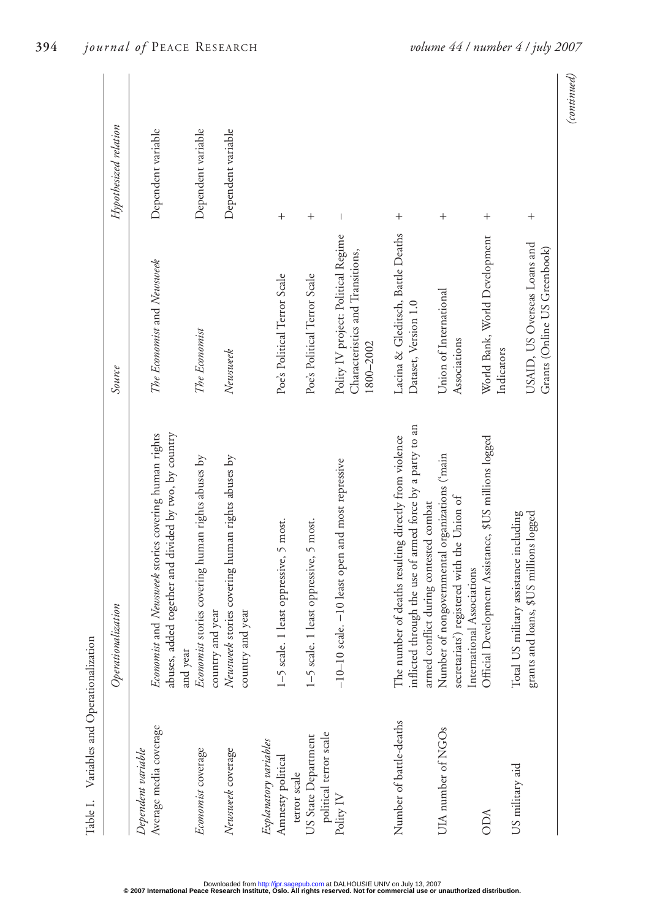Table I. Variables and Operationalization

| | Operationalization | Source | Hypothesized relation |
|---|---|---|---|
| *Dependent variable* | | | |
| Average media coverage | *Economist* and *Newsweek* stories covering human rights abuses, added together and divided by two, by country and year | *The Economist* and *Newsweek* | Dependent variable |
| *Economist* coverage | *Economist* stories covering human rights abuses by country and year | *The Economist* | Dependent variable |
| *Newsweek* coverage | *Newsweek* stories covering human rights abuses by country and year | *Newsweek* | Dependent variable |
| *Explanatory variables* | | | |
| Amnesty political terror scale | 1–5 scale. 1 least oppressive, 5 most. | Poe's Political Terror Scale | + |
| US State Department political terror scale | 1–5 scale. 1 least oppressive, 5 most. | Poe's Political Terror Scale | + |
| Polity IV | –10–10 scale. –10 least open and most repressive | Polity IV project: Political Regime Characteristics and Transitions, 1800–2002 | – |
| Number of battle-deaths | The number of deaths resulting directly from violence inflicted through the use of armed force by a party to an armed conflict during contested combat | Lacina & Gleditsch, Battle Deaths Dataset, Version 1.0 | + |
| UIA number of NGOs | Number of nongovernmental organizations ('main secretariats') registered with the Union of International Associations | Union of International Associations | + |
| ODA | Official Development Assistance, $US millions logged | World Bank, World Development Indicators | + |
| US military aid | Total US military assistance including grants and loans, $US millions logged | USAID, US Overseas Loans and Grants (Online US Greenbook) | + |

*(continued)*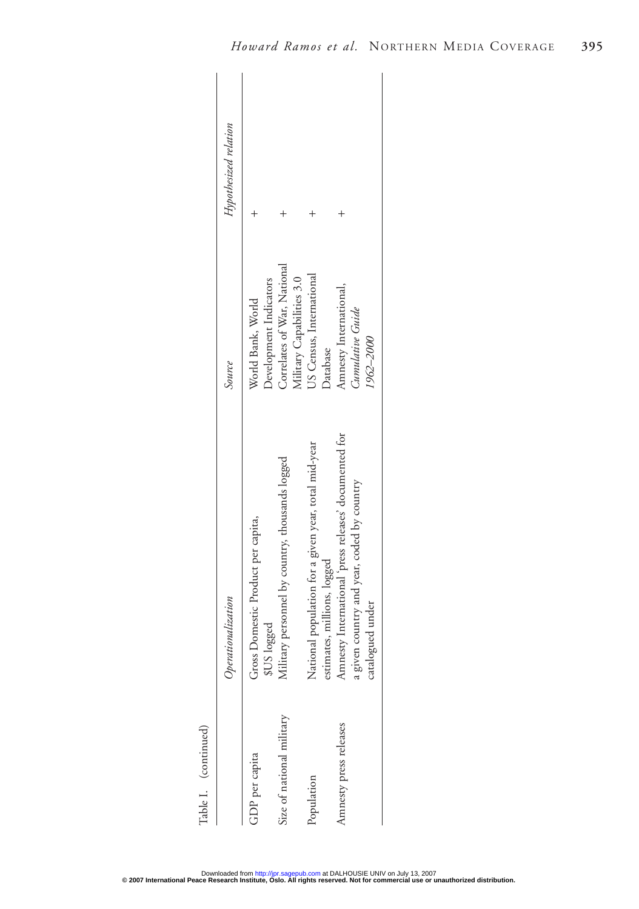Table I. (continued)

| | *Operationalization* | *Source* | *Hypothesized relation* |
|---|---|---|---|
| GDP per capita | Gross Domestic Product per capita, $US logged | World Bank, World Development Indicators | + |
| Size of national military | Military personnel by country, thousands logged | Correlates of War, National Military Capabilities 3.0 | + |
| Population | National population for a given year, total mid-year estimates, millions, logged | US Census, International Database | + |
| Amnesty press releases | Amnesty International 'press releases' documented for a given country and year, coded by country catalogued under | Amnesty International, *Cumulative Guide 1962–2000* | + |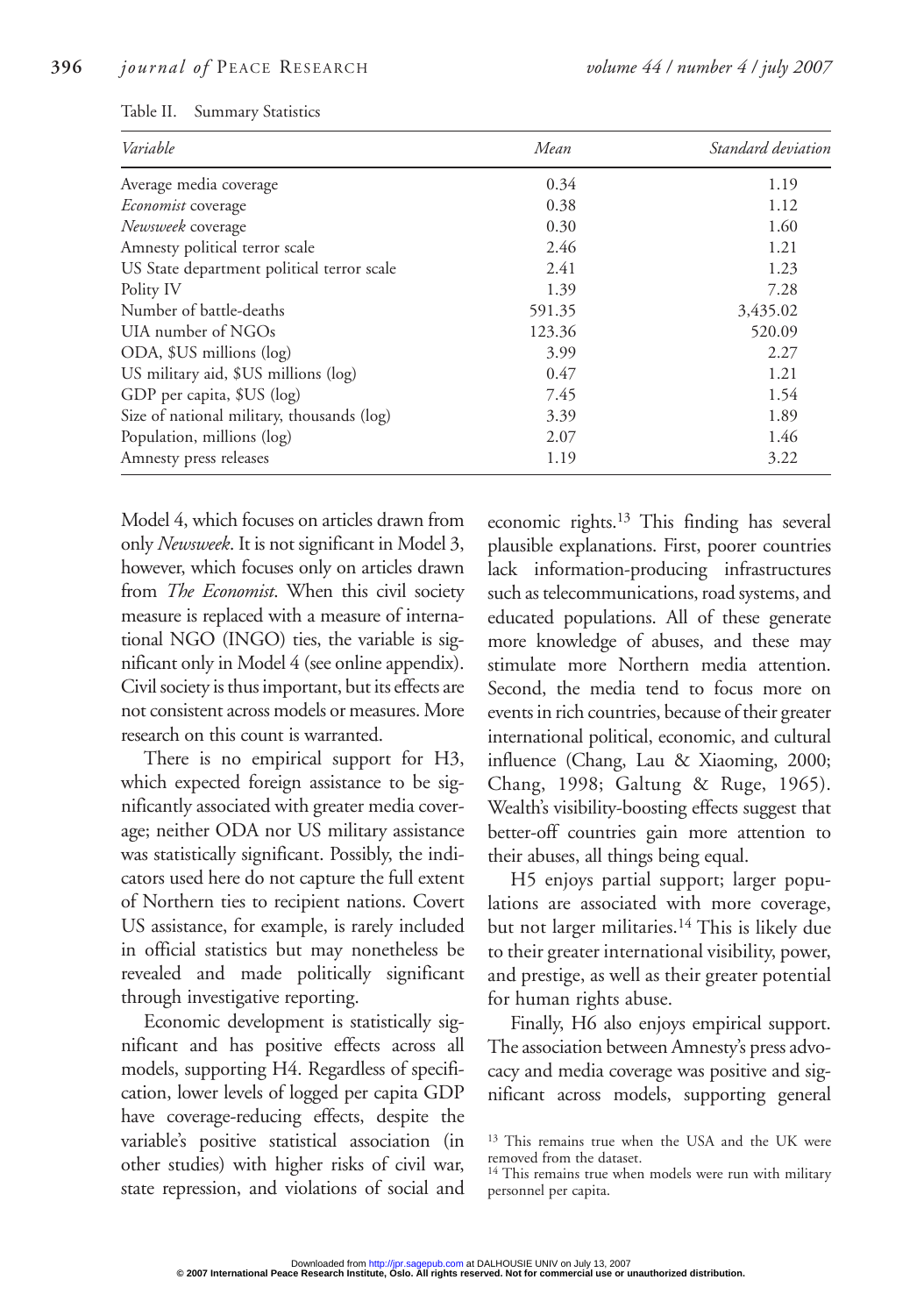Table II. Summary Statistics

| *Variable* | *Mean* | *Standard deviation* |
|---|---|---|
| Average media coverage | 0.34 | 1.19 |
| *Economist* coverage | 0.38 | 1.12 |
| *Newsweek* coverage | 0.30 | 1.60 |
| Amnesty political terror scale | 2.46 | 1.21 |
| US State department political terror scale | 2.41 | 1.23 |
| Polity IV | 1.39 | 7.28 |
| Number of battle-deaths | 591.35 | 3,435.02 |
| UIA number of NGOs | 123.36 | 520.09 |
| ODA, $US millions (log) | 3.99 | 2.27 |
| US military aid, $US millions (log) | 0.47 | 1.21 |
| GDP per capita, $US (log) | 7.45 | 1.54 |
| Size of national military, thousands (log) | 3.39 | 1.89 |
| Population, millions (log) | 2.07 | 1.46 |
| Amnesty press releases | 1.19 | 3.22 |

Model 4, which focuses on articles drawn from only *Newsweek*. It is not significant in Model 3, however, which focuses only on articles drawn from *The Economist*. When this civil society measure is replaced with a measure of international NGO (INGO) ties, the variable is significant only in Model 4 (see online appendix). Civil society is thus important, but its effects are not consistent across models or measures. More research on this count is warranted.

There is no empirical support for H3, which expected foreign assistance to be significantly associated with greater media coverage; neither ODA nor US military assistance was statistically significant. Possibly, the indicators used here do not capture the full extent of Northern ties to recipient nations. Covert US assistance, for example, is rarely included in official statistics but may nonetheless be revealed and made politically significant through investigative reporting.

Economic development is statistically significant and has positive effects across all models, supporting H4. Regardless of specification, lower levels of logged per capita GDP have coverage-reducing effects, despite the variable's positive statistical association (in other studies) with higher risks of civil war, state repression, and violations of social and economic rights.[13] This finding has several plausible explanations. First, poorer countries lack information-producing infrastructures such as telecommunications, road systems, and educated populations. All of these generate more knowledge of abuses, and these may stimulate more Northern media attention. Second, the media tend to focus more on events in rich countries, because of their greater international political, economic, and cultural influence (Chang, Lau & Xiaoming, 2000; Chang, 1998; Galtung & Ruge, 1965). Wealth's visibility-boosting effects suggest that better-off countries gain more attention to their abuses, all things being equal.

H5 enjoys partial support; larger populations are associated with more coverage, but not larger militaries.[14] This is likely due to their greater international visibility, power, and prestige, as well as their greater potential for human rights abuse.

Finally, H6 also enjoys empirical support. The association between Amnesty's press advocacy and media coverage was positive and significant across models, supporting general

[13] This remains true when the USA and the UK were removed from the dataset.

[14] This remains true when models were run with military personnel per capita.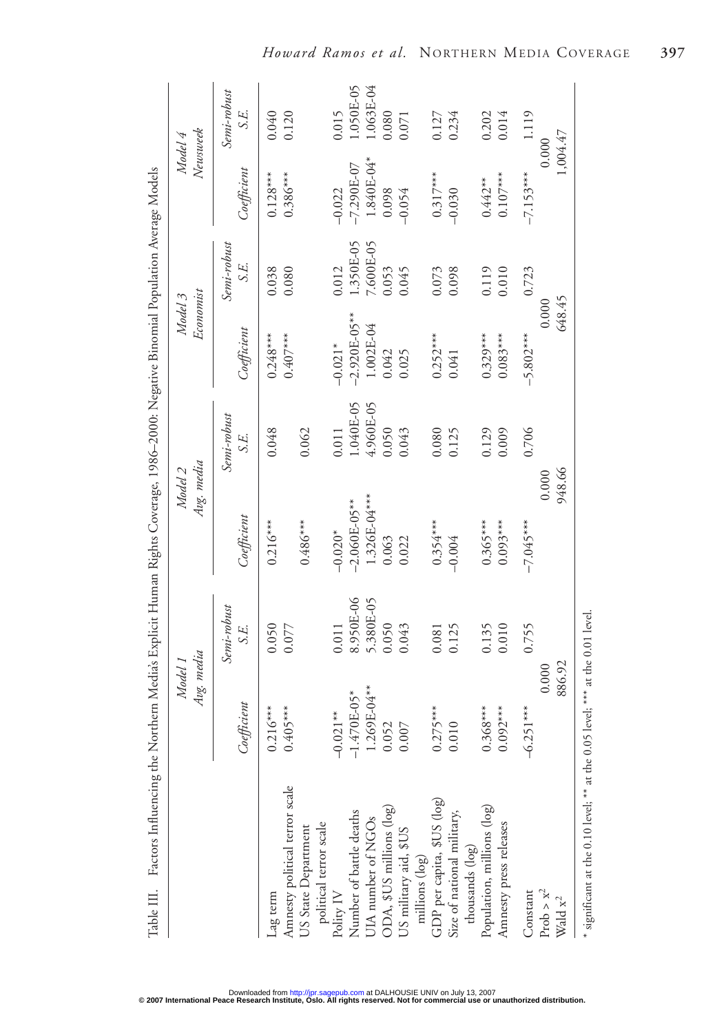Table III. Factors Influencing the Northern Media's Explicit Human Rights Coverage, 1986–2000: Negative Binomial Population Average Models

| | *Model 1* *Avg. media* | | *Model 2* *Avg. media* | | *Model 3* *Economist* | | *Model 4* *Newsweek* | |
|---|---|---|---|---|---|---|---|---|
| | *Coefficient* | *Semi-robust S.E.* | *Coefficient* | *Semi-robust S.E.* | *Coefficient* | *Semi-robust S.E.* | *Coefficient* | *Semi-robust S.E.* |
| Lag term | 0.216*** | 0.050 | 0.216*** | 0.048 | 0.248*** | 0.038 | 0.128*** | 0.040 |
| Amnesty political terror scale | 0.405*** | 0.077 | | | 0.407*** | 0.080 | 0.386*** | 0.120 |
| US State Department political terror scale | | | 0.486*** | 0.062 | | | | |
| Polity IV | −0.021** | 0.011 | −0.020* | 0.011 | −0.021* | 0.012 | −0.022 | 0.015 |
| Number of battle deaths | −1.470E-05* | 8.950E-06 | −2.060E-05** | 1.040E-05 | −2.920E-05** | 1.350E-05 | −7.290E-07 | 1.050E-05 |
| UIA number of NGOs | 1.269E-04** | 5.380E-05 | 1.326E-04*** | 4.960E-05 | 1.002E-04 | 7.600E-05 | 1.840E-04* | 1.063E-04 |
| ODA, $US millions (log) | 0.052 | 0.050 | 0.063 | 0.050 | 0.042 | 0.053 | 0.098 | 0.080 |
| US military aid, $US millions (log) | 0.007 | 0.043 | 0.022 | 0.043 | 0.025 | 0.045 | −0.054 | 0.071 |
| GDP per capita, $US (log) | 0.275*** | 0.081 | 0.354*** | 0.080 | 0.252*** | 0.073 | 0.317*** | 0.127 |
| Size of national military, thousands (log) | 0.010 | 0.125 | −0.004 | 0.125 | 0.041 | 0.098 | −0.030 | 0.234 |
| Population, millions (log) | 0.368*** | 0.135 | 0.365*** | 0.129 | 0.329*** | 0.119 | 0.442** | 0.202 |
| Amnesty press releases | 0.092*** | 0.010 | 0.093*** | 0.009 | 0.083*** | 0.010 | 0.107*** | 0.014 |
| Constant | −6.251*** | 0.755 | −7.045*** | 0.706 | −5.802*** | 0.723 | −7.153*** | 1.119 |
| Prob > $x^2$ | 0.000 | | 0.000 | | 0.000 | | 0.000 | |
| Wald $x^2$ | 886.92 | | 948.66 | | 648.45 | | 1,004.47 | |

\* significant at the 0.10 level; ** at the 0.05 level; *** at the 0.01 level.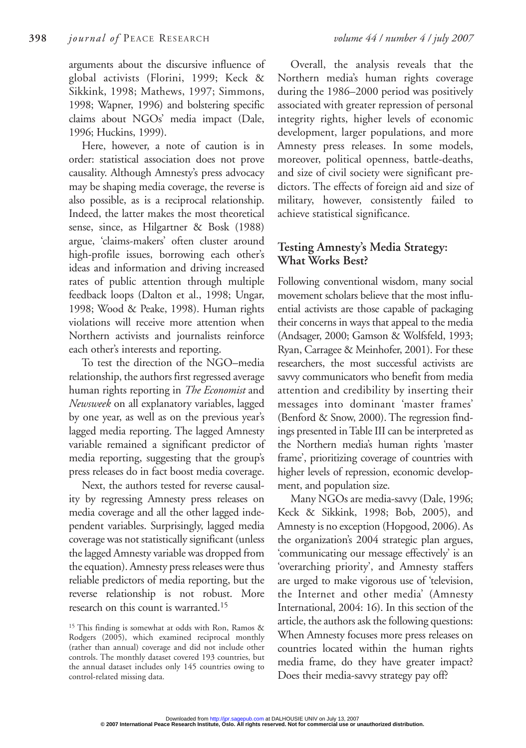arguments about the discursive influence of global activists (Florini, 1999; Keck & Sikkink, 1998; Mathews, 1997; Simmons, 1998; Wapner, 1996) and bolstering specific claims about NGOs' media impact (Dale, 1996; Huckins, 1999).

Here, however, a note of caution is in order: statistical association does not prove causality. Although Amnesty's press advocacy may be shaping media coverage, the reverse is also possible, as is a reciprocal relationship. Indeed, the latter makes the most theoretical sense, since, as Hilgartner & Bosk (1988) argue, 'claims-makers' often cluster around high-profile issues, borrowing each other's ideas and information and driving increased rates of public attention through multiple feedback loops (Dalton et al., 1998; Ungar, 1998; Wood & Peake, 1998). Human rights violations will receive more attention when Northern activists and journalists reinforce each other's interests and reporting.

To test the direction of the NGO–media relationship, the authors first regressed average human rights reporting in *The Economist* and *Newsweek* on all explanatory variables, lagged by one year, as well as on the previous year's lagged media reporting. The lagged Amnesty variable remained a significant predictor of media reporting, suggesting that the group's press releases do in fact boost media coverage.

Next, the authors tested for reverse causality by regressing Amnesty press releases on media coverage and all the other lagged independent variables. Surprisingly, lagged media coverage was not statistically significant (unless the lagged Amnesty variable was dropped from the equation). Amnesty press releases were thus reliable predictors of media reporting, but the reverse relationship is not robust. More research on this count is warranted.[15]

[15] This finding is somewhat at odds with Ron, Ramos & Rodgers (2005), which examined reciprocal monthly (rather than annual) coverage and did not include other controls. The monthly dataset covered 193 countries, but the annual dataset includes only 145 countries owing to control-related missing data.

Overall, the analysis reveals that the Northern media's human rights coverage during the 1986–2000 period was positively associated with greater repression of personal integrity rights, higher levels of economic development, larger populations, and more Amnesty press releases. In some models, moreover, political openness, battle-deaths, and size of civil society were significant predictors. The effects of foreign aid and size of military, however, consistently failed to achieve statistical significance.

## Testing Amnesty's Media Strategy: What Works Best?

Following conventional wisdom, many social movement scholars believe that the most influential activists are those capable of packaging their concerns in ways that appeal to the media (Andsager, 2000; Gamson & Wolfsfeld, 1993; Ryan, Carragee & Meinhofer, 2001). For these researchers, the most successful activists are savvy communicators who benefit from media attention and credibility by inserting their messages into dominant 'master frames' (Benford & Snow, 2000). The regression findings presented in Table III can be interpreted as the Northern media's human rights 'master frame', prioritizing coverage of countries with higher levels of repression, economic development, and population size.

Many NGOs are media-savvy (Dale, 1996; Keck & Sikkink, 1998; Bob, 2005), and Amnesty is no exception (Hopgood, 2006). As the organization's 2004 strategic plan argues, 'communicating our message effectively' is an 'overarching priority', and Amnesty staffers are urged to make vigorous use of 'television, the Internet and other media' (Amnesty International, 2004: 16). In this section of the article, the authors ask the following questions: When Amnesty focuses more press releases on countries located within the human rights media frame, do they have greater impact? Does their media-savvy strategy pay off?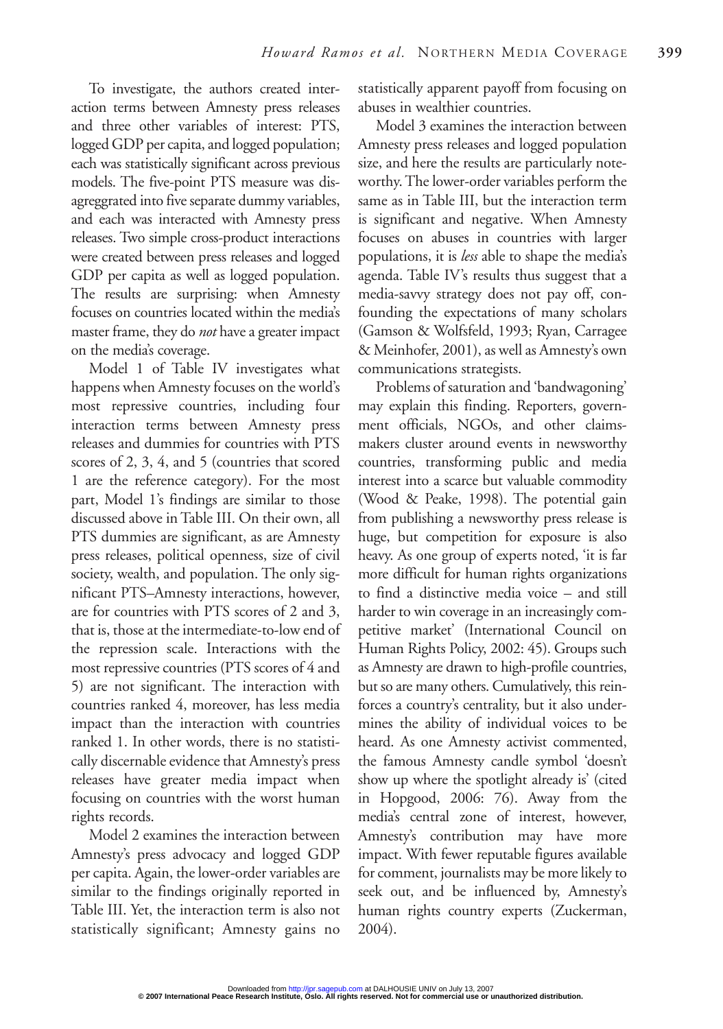To investigate, the authors created interaction terms between Amnesty press releases and three other variables of interest: PTS, logged GDP per capita, and logged population; each was statistically significant across previous models. The five-point PTS measure was disaggreggrated into five separate dummy variables, and each was interacted with Amnesty press releases. Two simple cross-product interactions were created between press releases and logged GDP per capita as well as logged population. The results are surprising: when Amnesty focuses on countries located within the media's master frame, they do *not* have a greater impact on the media's coverage.

Model 1 of Table IV investigates what happens when Amnesty focuses on the world's most repressive countries, including four interaction terms between Amnesty press releases and dummies for countries with PTS scores of 2, 3, 4, and 5 (countries that scored 1 are the reference category). For the most part, Model 1's findings are similar to those discussed above in Table III. On their own, all PTS dummies are significant, as are Amnesty press releases, political openness, size of civil society, wealth, and population. The only significant PTS–Amnesty interactions, however, are for countries with PTS scores of 2 and 3, that is, those at the intermediate-to-low end of the repression scale. Interactions with the most repressive countries (PTS scores of 4 and 5) are not significant. The interaction with countries ranked 4, moreover, has less media impact than the interaction with countries ranked 1. In other words, there is no statistically discernable evidence that Amnesty's press releases have greater media impact when focusing on countries with the worst human rights records.

Model 2 examines the interaction between Amnesty's press advocacy and logged GDP per capita. Again, the lower-order variables are similar to the findings originally reported in Table III. Yet, the interaction term is also not statistically significant; Amnesty gains no statistically apparent payoff from focusing on abuses in wealthier countries.

Model 3 examines the interaction between Amnesty press releases and logged population size, and here the results are particularly noteworthy. The lower-order variables perform the same as in Table III, but the interaction term is significant and negative. When Amnesty focuses on abuses in countries with larger populations, it is *less* able to shape the media's agenda. Table IV's results thus suggest that a media-savvy strategy does not pay off, confounding the expectations of many scholars (Gamson & Wolfsfeld, 1993; Ryan, Carragee & Meinhofer, 2001), as well as Amnesty's own communications strategists.

Problems of saturation and 'bandwagoning' may explain this finding. Reporters, government officials, NGOs, and other claimsmakers cluster around events in newsworthy countries, transforming public and media interest into a scarce but valuable commodity (Wood & Peake, 1998). The potential gain from publishing a newsworthy press release is huge, but competition for exposure is also heavy. As one group of experts noted, 'it is far more difficult for human rights organizations to find a distinctive media voice – and still harder to win coverage in an increasingly competitive market' (International Council on Human Rights Policy, 2002: 45). Groups such as Amnesty are drawn to high-profile countries, but so are many others. Cumulatively, this reinforces a country's centrality, but it also undermines the ability of individual voices to be heard. As one Amnesty activist commented, the famous Amnesty candle symbol 'doesn't show up where the spotlight already is' (cited in Hopgood, 2006: 76). Away from the media's central zone of interest, however, Amnesty's contribution may have more impact. With fewer reputable figures available for comment, journalists may be more likely to seek out, and be influenced by, Amnesty's human rights country experts (Zuckerman, 2004).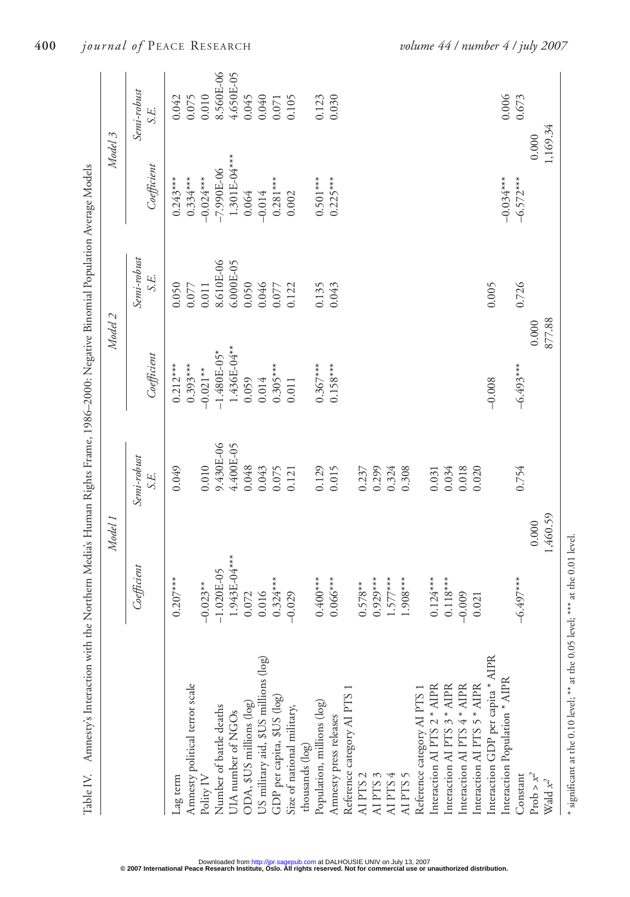Table IV. Amnesty's Interaction with the Northern Media's Human Rights Frame, 1986–2000: Negative Binomial Population Average Models

| | Model 1 | | Model 2 | | Model 3 | |
|---|---|---|---|---|---|---|
| | *Coefficient* | *Semi-robust S.E.* | *Coefficient* | *Semi-robust S.E.* | *Coefficient* | *Semi-robust S.E.* |
| Lag term | 0.207*** | 0.049 | 0.212*** | 0.050 | 0.243*** | 0.042 |
| Amnesty political terror scale | | | 0.393*** | 0.077 | 0.334*** | 0.075 |
| Polity IV | −0.023** | 0.010 | −0.021** | 0.011 | −0.024*** | 0.010 |
| Number of battle deaths | −1.020E-05 | 9.430E-06 | −1.480E-05* | 8.610E-06 | −7.990E-06 | 8.560E-06 |
| UIA number of NGOs | 1.943E-04*** | 4.400E-05 | 1.436E-04** | 6.000E-05 | 1.301E-04*** | 4.650E-05 |
| ODA, $US millions (log) | 0.072 | 0.048 | 0.059 | 0.050 | 0.064 | 0.045 |
| US military aid, $US millions (log) | 0.016 | 0.043 | 0.014 | 0.046 | −0.014 | 0.040 |
| GDP per capita, $US (log) | 0.324*** | 0.075 | 0.305*** | 0.077 | 0.281*** | 0.071 |
| Size of national military, thousands (log) | −0.029 | 0.121 | 0.011 | 0.122 | 0.002 | 0.105 |
| Population, millions (log) | 0.400*** | 0.129 | 0.367*** | 0.135 | 0.501*** | 0.123 |
| Amnesty press releases | 0.066*** | 0.015 | 0.158*** | 0.043 | 0.225*** | 0.030 |
| Reference category AI PTS 1 | | | | | | |
| AI PTS 2 | 0.578** | 0.237 | | | | |
| AI PTS 3 | 0.929*** | 0.299 | | | | |
| AI PTS 4 | 1.577*** | 0.324 | | | | |
| AI PTS 5 | 1.908*** | 0.308 | | | | |
| Reference category AI PTS 1 | | | | | | |
| Interaction AI PTS 2 * AIPR | 0.124*** | 0.031 | | | | |
| Interaction AI PTS 3 * AIPR | 0.118*** | 0.034 | | | | |
| Interaction AI PTS 4 * AIPR | −0.009 | 0.018 | | | | |
| Interaction AI PTS 5 * AIPR | 0.021 | 0.020 | | | | |
| Interaction GDP per capita * AIPR | | | −0.008 | 0.005 | | |
| Interaction Population * AIPR | | | | | −0.034*** | 0.006 |
| Constant | −6.497*** | 0.754 | −6.493*** | 0.726 | −6.572*** | 0.673 |
| Prob > $x^2$ | 0.000 | | 0.000 | | 0.000 | |
| Wald $x^2$ | 1,460.59 | | 877.88 | | 1,169.34 | |

* significant at the 0.10 level; ** at the 0.05 level; *** at the 0.01 level.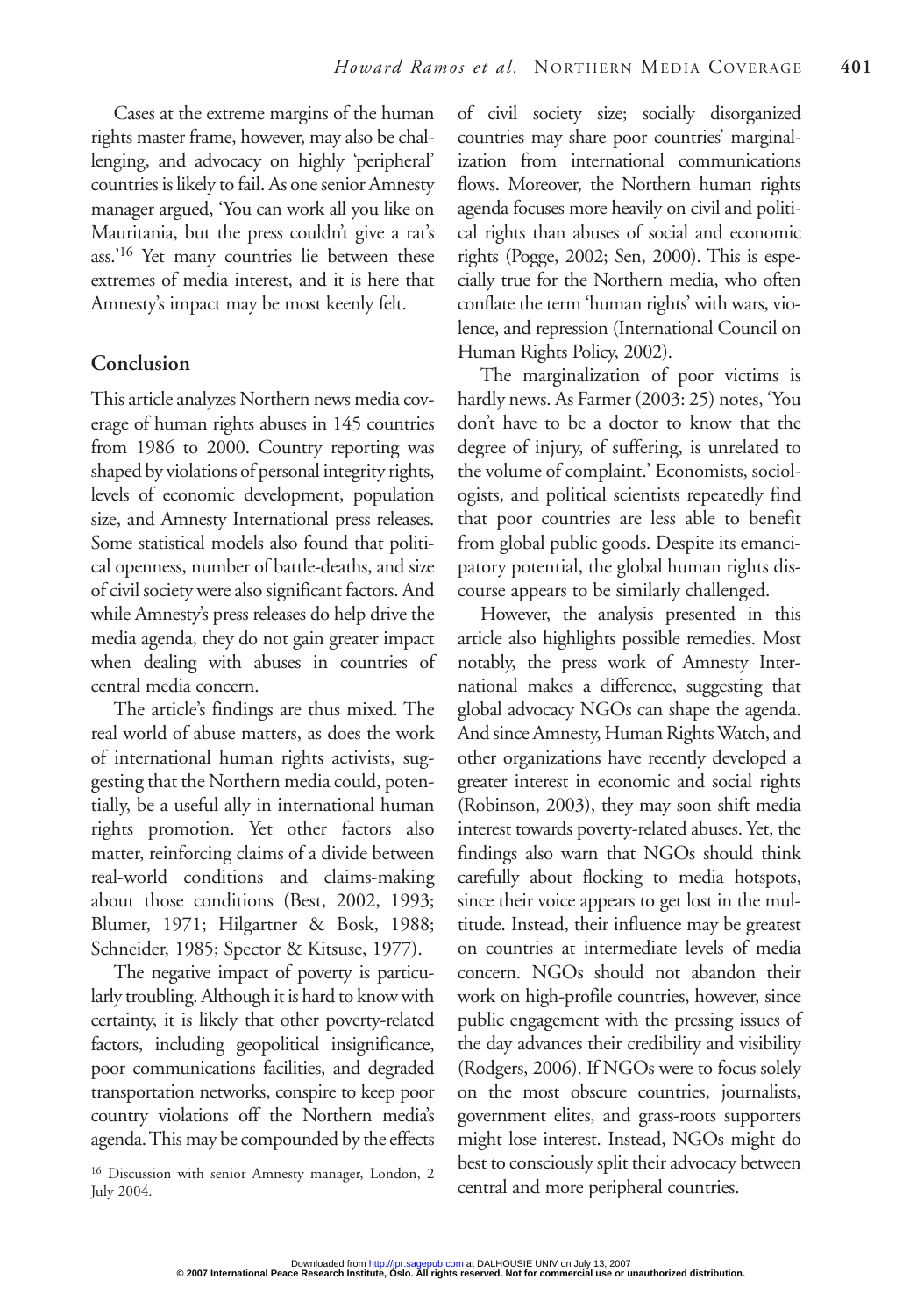Cases at the extreme margins of the human rights master frame, however, may also be challenging, and advocacy on highly 'peripheral' countries is likely to fail. As one senior Amnesty manager argued, 'You can work all you like on Mauritania, but the press couldn't give a rat's ass.'[16] Yet many countries lie between these extremes of media interest, and it is here that Amnesty's impact may be most keenly felt.

## Conclusion

This article analyzes Northern news media coverage of human rights abuses in 145 countries from 1986 to 2000. Country reporting was shaped by violations of personal integrity rights, levels of economic development, population size, and Amnesty International press releases. Some statistical models also found that political openness, number of battle-deaths, and size of civil society were also significant factors. And while Amnesty's press releases do help drive the media agenda, they do not gain greater impact when dealing with abuses in countries of central media concern.

The article's findings are thus mixed. The real world of abuse matters, as does the work of international human rights activists, suggesting that the Northern media could, potentially, be a useful ally in international human rights promotion. Yet other factors also matter, reinforcing claims of a divide between real-world conditions and claims-making about those conditions (Best, 2002, 1993; Blumer, 1971; Hilgartner & Bosk, 1988; Schneider, 1985; Spector & Kitsuse, 1977).

The negative impact of poverty is particularly troubling. Although it is hard to know with certainty, it is likely that other poverty-related factors, including geopolitical insignificance, poor communications facilities, and degraded transportation networks, conspire to keep poor country violations off the Northern media's agenda. This may be compounded by the effects of civil society size; socially disorganized countries may share poor countries' marginalization from international communications flows. Moreover, the Northern human rights agenda focuses more heavily on civil and political rights than abuses of social and economic rights (Pogge, 2002; Sen, 2000). This is especially true for the Northern media, who often conflate the term 'human rights' with wars, violence, and repression (International Council on Human Rights Policy, 2002).

The marginalization of poor victims is hardly news. As Farmer (2003: 25) notes, 'You don't have to be a doctor to know that the degree of injury, of suffering, is unrelated to the volume of complaint.' Economists, sociologists, and political scientists repeatedly find that poor countries are less able to benefit from global public goods. Despite its emancipatory potential, the global human rights discourse appears to be similarly challenged.

However, the analysis presented in this article also highlights possible remedies. Most notably, the press work of Amnesty International makes a difference, suggesting that global advocacy NGOs can shape the agenda. And since Amnesty, Human Rights Watch, and other organizations have recently developed a greater interest in economic and social rights (Robinson, 2003), they may soon shift media interest towards poverty-related abuses. Yet, the findings also warn that NGOs should think carefully about flocking to media hotspots, since their voice appears to get lost in the multitude. Instead, their influence may be greatest on countries at intermediate levels of media concern. NGOs should not abandon their work on high-profile countries, however, since public engagement with the pressing issues of the day advances their credibility and visibility (Rodgers, 2006). If NGOs were to focus solely on the most obscure countries, journalists, government elites, and grass-roots supporters might lose interest. Instead, NGOs might do best to consciously split their advocacy between central and more peripheral countries.

[16] Discussion with senior Amnesty manager, London, 2 July 2004.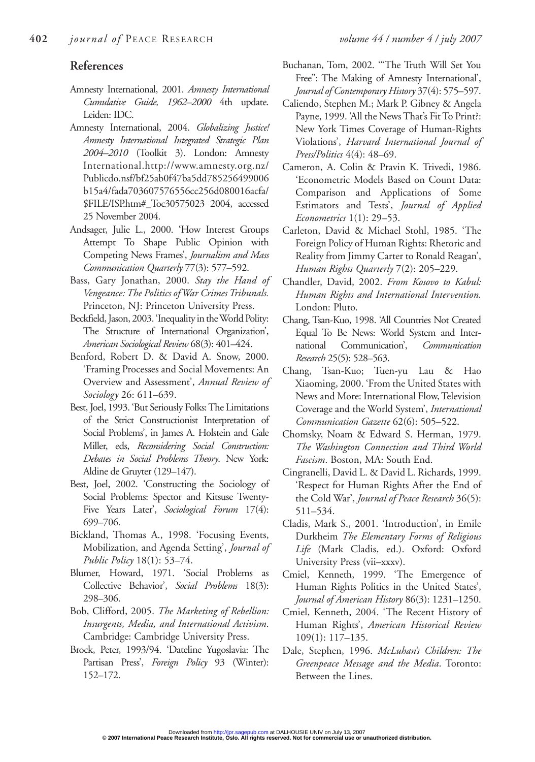## References

Amnesty International, 2001. *Amnesty International Cumulative Guide, 1962–2000* 4th update. Leiden: IDC.

Amnesty International, 2004. *Globalizing Justice! Amnesty International Integrated Strategic Plan 2004–2010* (Toolkit 3). London: Amnesty International.http://www.amnesty.org.nz/Publicdo.nsf/bf25ab0f47ba5dd785256499006b15a4/fada703607576556cc256d080016acfa/$FILE/ISP.htm#_Toc30575023 2004, accessed 25 November 2004.

Andsager, Julie L., 2000. 'How Interest Groups Attempt To Shape Public Opinion with Competing News Frames', *Journalism and Mass Communication Quarterly* 77(3): 577–592.

Bass, Gary Jonathan, 2000. *Stay the Hand of Vengeance: The Politics of War Crimes Tribunals.* Princeton, NJ: Princeton University Press.

Beckfield, Jason, 2003. 'Inequality in the World Polity: The Structure of International Organization', *American Sociological Review* 68(3): 401–424.

Benford, Robert D. & David A. Snow, 2000. 'Framing Processes and Social Movements: An Overview and Assessment', *Annual Review of Sociology* 26: 611–639.

Best, Joel, 1993. 'But Seriously Folks: The Limitations of the Strict Constructionist Interpretation of Social Problems', in James A. Holstein and Gale Miller, eds, *Reconsidering Social Construction: Debates in Social Problems Theory*. New York: Aldine de Gruyter (129–147).

Best, Joel, 2002. 'Constructing the Sociology of Social Problems: Spector and Kitsuse Twenty-Five Years Later', *Sociological Forum* 17(4): 699–706.

Bickland, Thomas A., 1998. 'Focusing Events, Mobilization, and Agenda Setting', *Journal of Public Policy* 18(1): 53–74.

Blumer, Howard, 1971. 'Social Problems as Collective Behavior', *Social Problems* 18(3): 298–306.

Bob, Clifford, 2005. *The Marketing of Rebellion: Insurgents, Media, and International Activism*. Cambridge: Cambridge University Press.

Brock, Peter, 1993/94. 'Dateline Yugoslavia: The Partisan Press', *Foreign Policy* 93 (Winter): 152–172.

Buchanan, Tom, 2002. '"The Truth Will Set You Free": The Making of Amnesty International', *Journal of Contemporary History* 37(4): 575–597.

Caliendo, Stephen M.; Mark P. Gibney & Angela Payne, 1999. 'All the News That's Fit To Print?: New York Times Coverage of Human-Rights Violations', *Harvard International Journal of Press/Politics* 4(4): 48–69.

Cameron, A. Colin & Pravin K. Trivedi, 1986. 'Econometric Models Based on Count Data: Comparison and Applications of Some Estimators and Tests', *Journal of Applied Econometrics* 1(1): 29–53.

Carleton, David & Michael Stohl, 1985. 'The Foreign Policy of Human Rights: Rhetoric and Reality from Jimmy Carter to Ronald Reagan', *Human Rights Quarterly* 7(2): 205–229.

Chandler, David, 2002. *From Kosovo to Kabul: Human Rights and International Intervention.* London: Pluto.

Chang, Tsan-Kuo, 1998. 'All Countries Not Created Equal To Be News: World System and International Communication', *Communication Research* 25(5): 528–563.

Chang, Tsan-Kuo; Tuen-yu Lau & Hao Xiaoming, 2000. 'From the United States with News and More: International Flow, Television Coverage and the World System', *International Communication Gazette* 62(6): 505–522.

Chomsky, Noam & Edward S. Herman, 1979. *The Washington Connection and Third World Fascism*. Boston, MA: South End.

Cingranelli, David L. & David L. Richards, 1999. 'Respect for Human Rights After the End of the Cold War', *Journal of Peace Research* 36(5): 511–534.

Cladis, Mark S., 2001. 'Introduction', in Emile Durkheim *The Elementary Forms of Religious Life* (Mark Cladis, ed.). Oxford: Oxford University Press (vii–xxxv).

Cmiel, Kenneth, 1999. 'The Emergence of Human Rights Politics in the United States', *Journal of American History* 86(3): 1231–1250.

Cmiel, Kenneth, 2004. 'The Recent History of Human Rights', *American Historical Review* 109(1): 117–135.

Dale, Stephen, 1996. *McLuhan's Children: The Greenpeace Message and the Media*. Toronto: Between the Lines.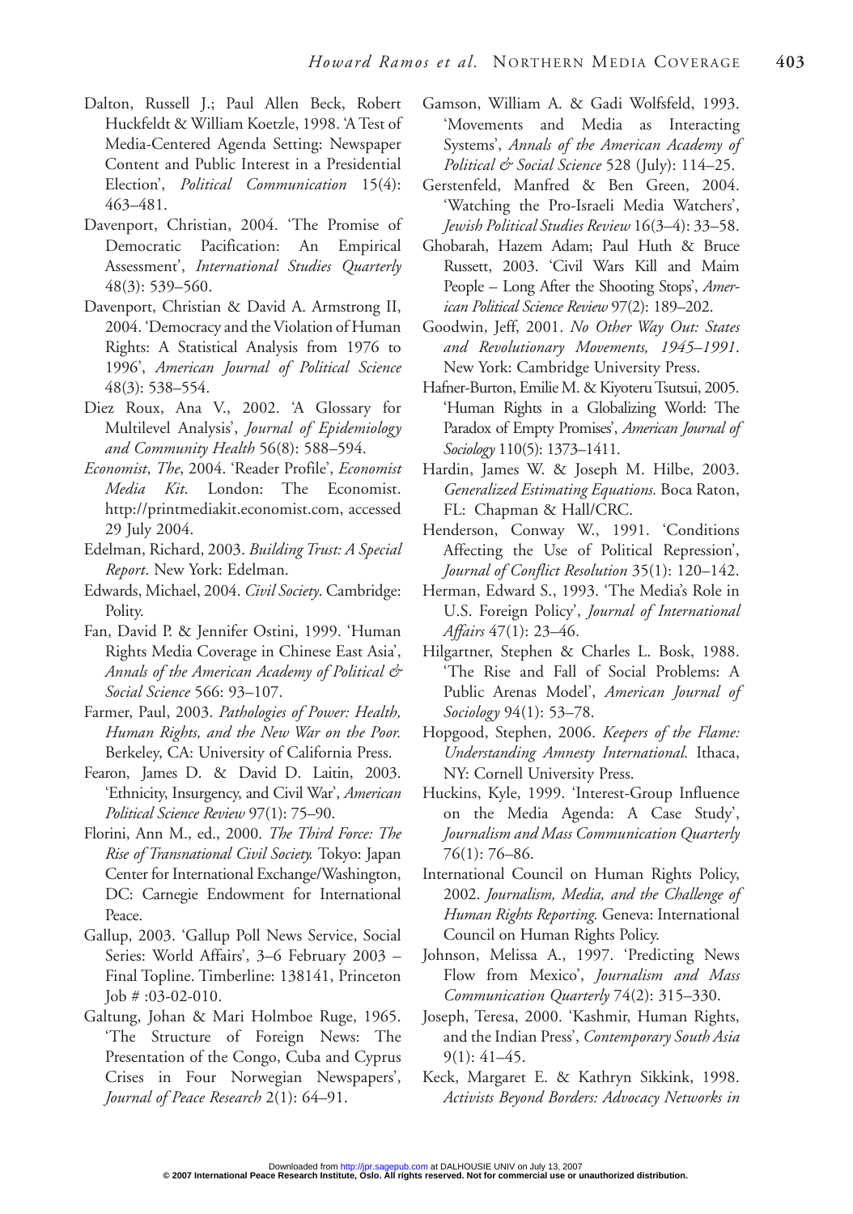Dalton, Russell J.; Paul Allen Beck, Robert Huckfeldt & William Koetzle, 1998. 'A Test of Media-Centered Agenda Setting: Newspaper Content and Public Interest in a Presidential Election', *Political Communication* 15(4): 463–481.

Davenport, Christian, 2004. 'The Promise of Democratic Pacification: An Empirical Assessment', *International Studies Quarterly* 48(3): 539–560.

Davenport, Christian & David A. Armstrong II, 2004. 'Democracy and the Violation of Human Rights: A Statistical Analysis from 1976 to 1996', *American Journal of Political Science* 48(3): 538–554.

Diez Roux, Ana V., 2002. 'A Glossary for Multilevel Analysis', *Journal of Epidemiology and Community Health* 56(8): 588–594.

*Economist*, *The*, 2004. 'Reader Profile', *Economist Media Kit*. London: The Economist. http://printmediakit.economist.com, accessed 29 July 2004.

Edelman, Richard, 2003. *Building Trust: A Special Report*. New York: Edelman.

Edwards, Michael, 2004. *Civil Society*. Cambridge: Polity.

Fan, David P. & Jennifer Ostini, 1999. 'Human Rights Media Coverage in Chinese East Asia', *Annals of the American Academy of Political & Social Science* 566: 93–107.

Farmer, Paul, 2003. *Pathologies of Power: Health, Human Rights, and the New War on the Poor.* Berkeley, CA: University of California Press.

Fearon, James D. & David D. Laitin, 2003. 'Ethnicity, Insurgency, and Civil War', *American Political Science Review* 97(1): 75–90.

Florini, Ann M., ed., 2000. *The Third Force: The Rise of Transnational Civil Society.* Tokyo: Japan Center for International Exchange/Washington, DC: Carnegie Endowment for International Peace.

Gallup, 2003. 'Gallup Poll News Service, Social Series: World Affairs', 3–6 February 2003 – Final Topline. Timberline: 138141, Princeton Job # :03-02-010.

Galtung, Johan & Mari Holmboe Ruge, 1965. 'The Structure of Foreign News: The Presentation of the Congo, Cuba and Cyprus Crises in Four Norwegian Newspapers', *Journal of Peace Research* 2(1): 64–91.

Gamson, William A. & Gadi Wolfsfeld, 1993. 'Movements and Media as Interacting Systems', *Annals of the American Academy of Political & Social Science* 528 (July): 114–25.

Gerstenfeld, Manfred & Ben Green, 2004. 'Watching the Pro-Israeli Media Watchers', *Jewish Political Studies Review* 16(3–4): 33–58.

Ghobarah, Hazem Adam; Paul Huth & Bruce Russett, 2003. 'Civil Wars Kill and Maim People – Long After the Shooting Stops', *American Political Science Review* 97(2): 189–202.

Goodwin, Jeff, 2001. *No Other Way Out: States and Revolutionary Movements, 1945–1991.* New York: Cambridge University Press.

Hafner-Burton, Emilie M. & Kiyoteru Tsutsui, 2005. 'Human Rights in a Globalizing World: The Paradox of Empty Promises', *American Journal of Sociology* 110(5): 1373–1411.

Hardin, James W. & Joseph M. Hilbe, 2003. *Generalized Estimating Equations.* Boca Raton, FL: Chapman & Hall/CRC.

Henderson, Conway W., 1991. 'Conditions Affecting the Use of Political Repression', *Journal of Conflict Resolution* 35(1): 120–142.

Herman, Edward S., 1993. 'The Media's Role in U.S. Foreign Policy', *Journal of International Affairs* 47(1): 23–46.

Hilgartner, Stephen & Charles L. Bosk, 1988. 'The Rise and Fall of Social Problems: A Public Arenas Model', *American Journal of Sociology* 94(1): 53–78.

Hopgood, Stephen, 2006. *Keepers of the Flame: Understanding Amnesty International.* Ithaca, NY: Cornell University Press.

Huckins, Kyle, 1999. 'Interest-Group Influence on the Media Agenda: A Case Study', *Journalism and Mass Communication Quarterly* 76(1): 76–86.

International Council on Human Rights Policy, 2002. *Journalism, Media, and the Challenge of Human Rights Reporting.* Geneva: International Council on Human Rights Policy.

Johnson, Melissa A., 1997. 'Predicting News Flow from Mexico', *Journalism and Mass Communication Quarterly* 74(2): 315–330.

Joseph, Teresa, 2000. 'Kashmir, Human Rights, and the Indian Press', *Contemporary South Asia* 9(1): 41–45.

Keck, Margaret E. & Kathryn Sikkink, 1998. *Activists Beyond Borders: Advocacy Networks in*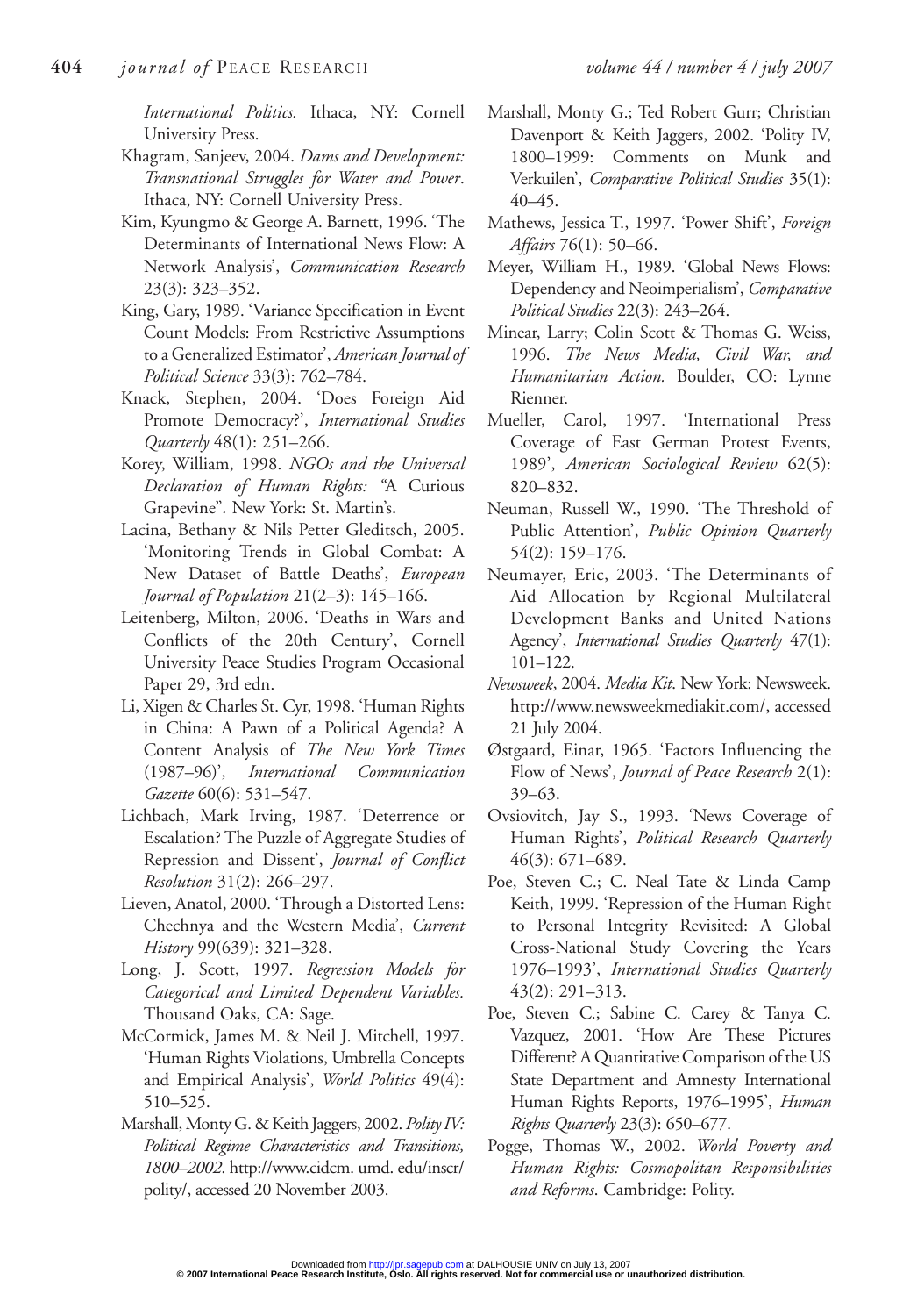*International Politics.* Ithaca, NY: Cornell University Press.

Khagram, Sanjeev, 2004. *Dams and Development: Transnational Struggles for Water and Power*. Ithaca, NY: Cornell University Press.

Kim, Kyungmo & George A. Barnett, 1996. 'The Determinants of International News Flow: A Network Analysis', *Communication Research* 23(3): 323–352.

King, Gary, 1989. 'Variance Specification in Event Count Models: From Restrictive Assumptions to a Generalized Estimator', *American Journal of Political Science* 33(3): 762–784.

Knack, Stephen, 2004. 'Does Foreign Aid Promote Democracy?', *International Studies Quarterly* 48(1): 251–266.

Korey, William, 1998. *NGOs and the Universal Declaration of Human Rights: "*A Curious Grapevine". New York: St. Martin's.

Lacina, Bethany & Nils Petter Gleditsch, 2005. 'Monitoring Trends in Global Combat: A New Dataset of Battle Deaths', *European Journal of Population* 21(2–3): 145–166.

Leitenberg, Milton, 2006. 'Deaths in Wars and Conflicts of the 20th Century', Cornell University Peace Studies Program Occasional Paper 29, 3rd edn.

Li, Xigen & Charles St. Cyr, 1998. 'Human Rights in China: A Pawn of a Political Agenda? A Content Analysis of *The New York Times* (1987–96)', *International Communication Gazette* 60(6): 531–547.

Lichbach, Mark Irving, 1987. 'Deterrence or Escalation? The Puzzle of Aggregate Studies of Repression and Dissent', *Journal of Conflict Resolution* 31(2): 266–297.

Lieven, Anatol, 2000. 'Through a Distorted Lens: Chechnya and the Western Media', *Current History* 99(639): 321–328.

Long, J. Scott, 1997. *Regression Models for Categorical and Limited Dependent Variables.* Thousand Oaks, CA: Sage.

McCormick, James M. & Neil J. Mitchell, 1997. 'Human Rights Violations, Umbrella Concepts and Empirical Analysis', *World Politics* 49(4): 510–525.

Marshall, Monty G. & Keith Jaggers, 2002. *Polity IV: Political Regime Characteristics and Transitions, 1800–2002*. http://www.cidcm.umd.edu/inscr/polity/, accessed 20 November 2003.

Marshall, Monty G.; Ted Robert Gurr; Christian Davenport & Keith Jaggers, 2002. 'Polity IV, 1800–1999: Comments on Munk and Verkuilen', *Comparative Political Studies* 35(1): 40–45.

Mathews, Jessica T., 1997. 'Power Shift', *Foreign Affairs* 76(1): 50–66.

Meyer, William H., 1989. 'Global News Flows: Dependency and Neoimperialism', *Comparative Political Studies* 22(3): 243–264.

Minear, Larry; Colin Scott & Thomas G. Weiss, 1996. *The News Media, Civil War, and Humanitarian Action.* Boulder, CO: Lynne Rienner.

Mueller, Carol, 1997. 'International Press Coverage of East German Protest Events, 1989', *American Sociological Review* 62(5): 820–832.

Neuman, Russell W., 1990. 'The Threshold of Public Attention', *Public Opinion Quarterly* 54(2): 159–176.

Neumayer, Eric, 2003. 'The Determinants of Aid Allocation by Regional Multilateral Development Banks and United Nations Agency', *International Studies Quarterly* 47(1): 101–122.

*Newsweek*, 2004. *Media Kit*. New York: Newsweek. http://www.newsweekmediakit.com/, accessed 21 July 2004.

Østgaard, Einar, 1965. 'Factors Influencing the Flow of News', *Journal of Peace Research* 2(1): 39–63.

Ovsiovitch, Jay S., 1993. 'News Coverage of Human Rights', *Political Research Quarterly* 46(3): 671–689.

Poe, Steven C.; C. Neal Tate & Linda Camp Keith, 1999. 'Repression of the Human Right to Personal Integrity Revisited: A Global Cross-National Study Covering the Years 1976–1993', *International Studies Quarterly* 43(2): 291–313.

Poe, Steven C.; Sabine C. Carey & Tanya C. Vazquez, 2001. 'How Are These Pictures Different? A Quantitative Comparison of the US State Department and Amnesty International Human Rights Reports, 1976–1995', *Human Rights Quarterly* 23(3): 650–677.

Pogge, Thomas W., 2002. *World Poverty and Human Rights: Cosmopolitan Responsibilities and Reforms*. Cambridge: Polity.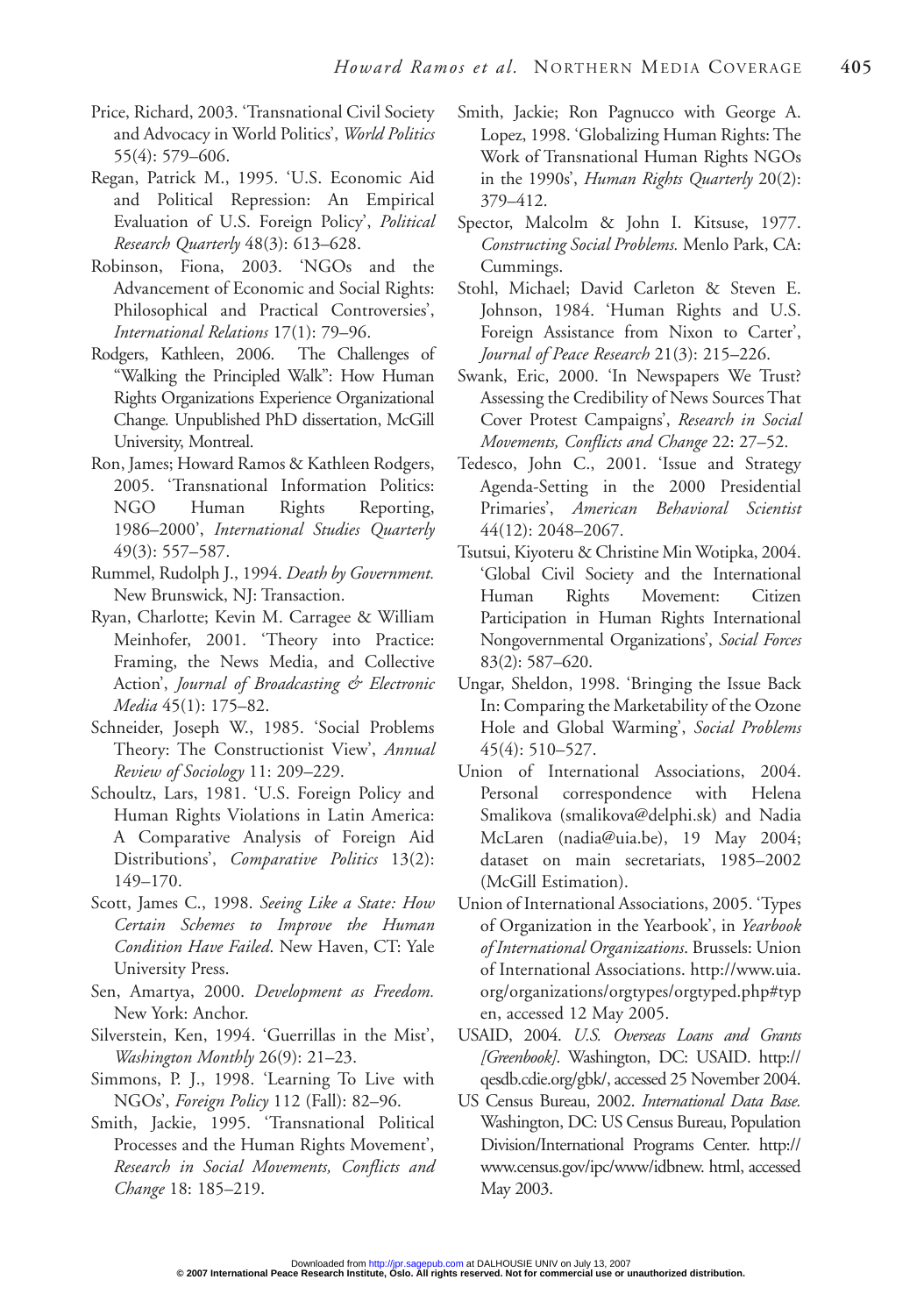Price, Richard, 2003. 'Transnational Civil Society and Advocacy in World Politics', *World Politics* 55(4): 579–606.

Regan, Patrick M., 1995. 'U.S. Economic Aid and Political Repression: An Empirical Evaluation of U.S. Foreign Policy', *Political Research Quarterly* 48(3): 613–628.

Robinson, Fiona, 2003. 'NGOs and the Advancement of Economic and Social Rights: Philosophical and Practical Controversies', *International Relations* 17(1): 79–96.

Rodgers, Kathleen, 2006. The Challenges of "Walking the Principled Walk": How Human Rights Organizations Experience Organizational Change. Unpublished PhD dissertation, McGill University, Montreal.

Ron, James; Howard Ramos & Kathleen Rodgers, 2005. 'Transnational Information Politics: NGO Human Rights Reporting, 1986–2000', *International Studies Quarterly* 49(3): 557–587.

Rummel, Rudolph J., 1994. *Death by Government.* New Brunswick, NJ: Transaction.

Ryan, Charlotte; Kevin M. Carragee & William Meinhofer, 2001. 'Theory into Practice: Framing, the News Media, and Collective Action', *Journal of Broadcasting & Electronic Media* 45(1): 175–82.

Schneider, Joseph W., 1985. 'Social Problems Theory: The Constructionist View', *Annual Review of Sociology* 11: 209–229.

Schoultz, Lars, 1981. 'U.S. Foreign Policy and Human Rights Violations in Latin America: A Comparative Analysis of Foreign Aid Distributions', *Comparative Politics* 13(2): 149–170.

Scott, James C., 1998. *Seeing Like a State: How Certain Schemes to Improve the Human Condition Have Failed*. New Haven, CT: Yale University Press.

Sen, Amartya, 2000. *Development as Freedom.* New York: Anchor.

Silverstein, Ken, 1994. 'Guerrillas in the Mist', *Washington Monthly* 26(9): 21–23.

Simmons, P. J., 1998. 'Learning To Live with NGOs', *Foreign Policy* 112 (Fall): 82–96.

Smith, Jackie, 1995. 'Transnational Political Processes and the Human Rights Movement', *Research in Social Movements, Conflicts and Change* 18: 185–219.

Smith, Jackie; Ron Pagnucco with George A. Lopez, 1998. 'Globalizing Human Rights: The Work of Transnational Human Rights NGOs in the 1990s', *Human Rights Quarterly* 20(2): 379–412.

Spector, Malcolm & John I. Kitsuse, 1977. *Constructing Social Problems.* Menlo Park, CA: Cummings.

Stohl, Michael; David Carleton & Steven E. Johnson, 1984. 'Human Rights and U.S. Foreign Assistance from Nixon to Carter', *Journal of Peace Research* 21(3): 215–226.

Swank, Eric, 2000. 'In Newspapers We Trust? Assessing the Credibility of News Sources That Cover Protest Campaigns', *Research in Social Movements, Conflicts and Change* 22: 27–52.

Tedesco, John C., 2001. 'Issue and Strategy Agenda-Setting in the 2000 Presidential Primaries', *American Behavioral Scientist* 44(12): 2048–2067.

Tsutsui, Kiyoteru & Christine Min Wotipka, 2004. 'Global Civil Society and the International Human Rights Movement: Citizen Participation in Human Rights International Nongovernmental Organizations', *Social Forces* 83(2): 587–620.

Ungar, Sheldon, 1998. 'Bringing the Issue Back In: Comparing the Marketability of the Ozone Hole and Global Warming', *Social Problems* 45(4): 510–527.

Union of International Associations, 2004. Personal correspondence with Helena Smalikova (smalikova@delphi.sk) and Nadia McLaren (nadia@uia.be), 19 May 2004; dataset on main secretariats, 1985–2002 (McGill Estimation).

Union of International Associations, 2005. 'Types of Organization in the Yearbook', in *Yearbook of International Organizations*. Brussels: Union of International Associations. http://www.uia.org/organizations/orgtypes/orgtyped.php#typen, accessed 12 May 2005.

USAID, 2004. *U.S. Overseas Loans and Grants [Greenbook]*. Washington, DC: USAID. http://qesdb.cdie.org/gbk/, accessed 25 November 2004.

US Census Bureau, 2002. *International Data Base.* Washington, DC: US Census Bureau, Population Division/International Programs Center. http://www.census.gov/ipc/www/idbnew. html, accessed May 2003.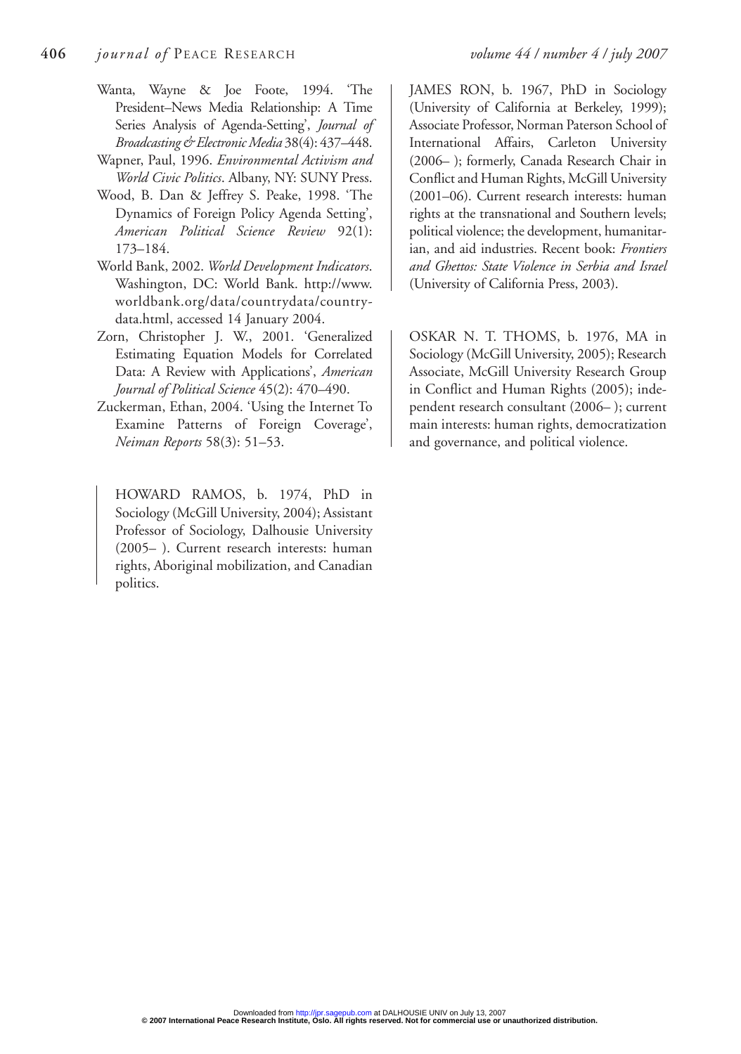Wanta, Wayne & Joe Foote, 1994. 'The President–News Media Relationship: A Time Series Analysis of Agenda-Setting', *Journal of Broadcasting & Electronic Media* 38(4): 437–448.

Wapner, Paul, 1996. *Environmental Activism and World Civic Politics*. Albany, NY: SUNY Press.

Wood, B. Dan & Jeffrey S. Peake, 1998. 'The Dynamics of Foreign Policy Agenda Setting', *American Political Science Review* 92(1): 173–184.

World Bank, 2002. *World Development Indicators*. Washington, DC: World Bank. http://www.worldbank.org/data/countrydata/countrydata.html, accessed 14 January 2004.

Zorn, Christopher J. W., 2001. 'Generalized Estimating Equation Models for Correlated Data: A Review with Applications', *American Journal of Political Science* 45(2): 470–490.

Zuckerman, Ethan, 2004. 'Using the Internet To Examine Patterns of Foreign Coverage', *Neiman Reports* 58(3): 51–53.

HOWARD RAMOS, b. 1974, PhD in Sociology (McGill University, 2004); Assistant Professor of Sociology, Dalhousie University (2005– ). Current research interests: human rights, Aboriginal mobilization, and Canadian politics.

JAMES RON, b. 1967, PhD in Sociology (University of California at Berkeley, 1999); Associate Professor, Norman Paterson School of International Affairs, Carleton University (2006– ); formerly, Canada Research Chair in Conflict and Human Rights, McGill University (2001–06). Current research interests: human rights at the transnational and Southern levels; political violence; the development, humanitarian, and aid industries. Recent book: *Frontiers and Ghettos: State Violence in Serbia and Israel* (University of California Press, 2003).

OSKAR N. T. THOMS, b. 1976, MA in Sociology (McGill University, 2005); Research Associate, McGill University Research Group in Conflict and Human Rights (2005); independent research consultant (2006– ); current main interests: human rights, democratization and governance, and political violence.